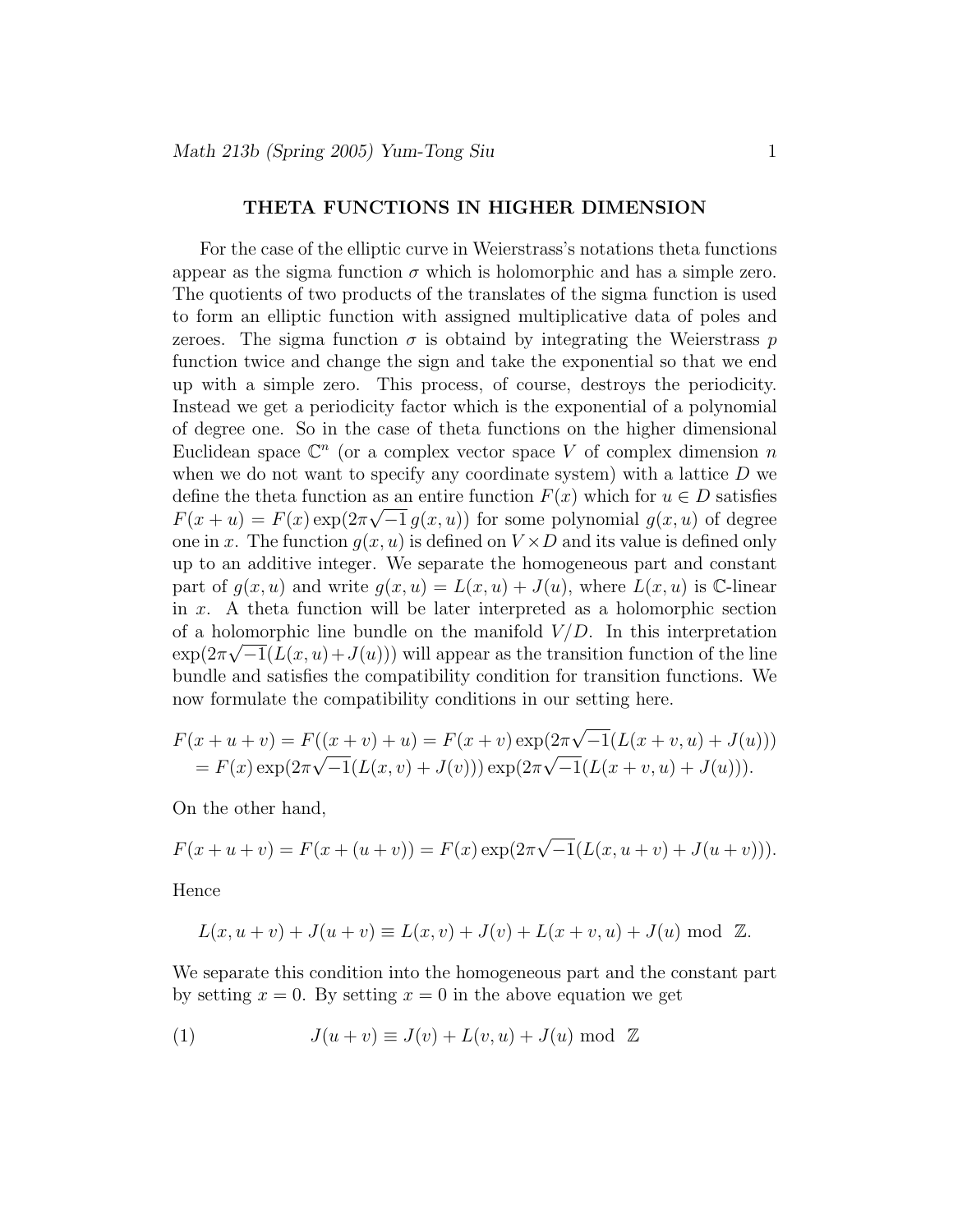# THETA FUNCTIONS IN HIGHER DIMENSION

For the case of the elliptic curve in Weierstrass's notations theta functions appear as the sigma function $\sigma$ which is holomorphic and has a simple zero. The quotients of two products of the translates of the sigma function is used to form an elliptic function with assigned multiplicative data of poles and zeroes. The sigma function $\sigma$ is obtaind by integrating the Weierstrass $p$ function twice and change the sign and take the exponential so that we end up with a simple zero. This process, of course, destroys the periodicity. Instead we get a periodicity factor which is the exponential of a polynomial of degree one. So in the case of theta functions on the higher dimensional Euclidean space $\mathbb{C}^n$ (or a complex vector space $V$ of complex dimension $n$ when we do not want to specify any coordinate system) with a lattice $D$ we define the theta function as an entire function $F(x)$ which for $u \in D$ satisfies $F(x+u) = F(x)\exp(2\pi\sqrt{-1}\, g(x,u))$ for some polynomial $g(x,u)$ of degree one in $x$. The function $g(x,u)$ is defined on $V \times D$ and its value is defined only up to an additive integer. We separate the homogeneous part and constant part of $g(x,u)$ and write $g(x,u) = L(x,u) + J(u)$, where $L(x,u)$ is $\mathbb{C}$-linear in $x$. A theta function will be later interpreted as a holomorphic section of a holomorphic line bundle on the manifold $V/D$. In this interpretation $\exp(2\pi\sqrt{-1}(L(x,u)+J(u)))$ will appear as the transition function of the line bundle and satisfies the compatibility condition for transition functions. We now formulate the compatibility conditions in our setting here.

$$
\begin{aligned}
F(x+u+v) &= F((x+v)+u) = F(x+v)\exp(2\pi\sqrt{-1}(L(x+v,u)+J(u))) \\
&= F(x)\exp(2\pi\sqrt{-1}(L(x,v)+J(v)))\exp(2\pi\sqrt{-1}(L(x+v,u)+J(u))).
\end{aligned}
$$

On the other hand,

$$
F(x+u+v) = F(x+(u+v)) = F(x)\exp(2\pi\sqrt{-1}(L(x,u+v)+J(u+v))).
$$

Hence

$$
L(x,u+v) + J(u+v) \equiv L(x,v) + J(v) + L(x+v,u) + J(u) \mod \mathbb{Z}.
$$

We separate this condition into the homogeneous part and the constant part by setting $x = 0$. By setting $x = 0$ in the above equation we get

$$
J(u+v) \equiv J(v) + L(v,u) + J(u) \mod \mathbb{Z} \tag{1}
$$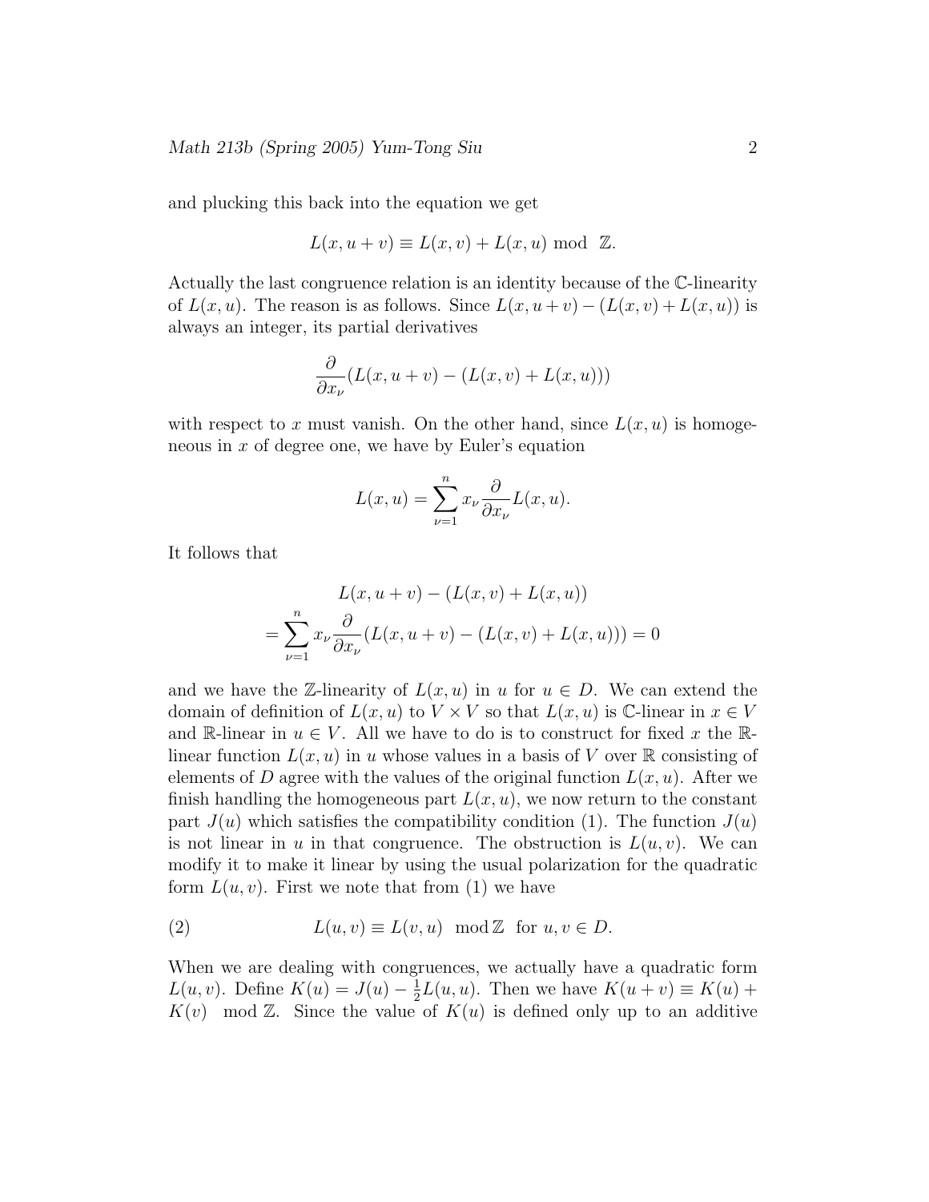and plucking this back into the equation we get

$$L(x, u + v) \equiv L(x, v) + L(x, u) \bmod \mathbb{Z}.$$

Actually the last congruence relation is an identity because of the $\mathbb{C}$-linearity of $L(x, u)$. The reason is as follows. Since $L(x, u + v) - (L(x, v) + L(x, u))$ is always an integer, its partial derivatives

$$\frac{\partial}{\partial x_\nu}(L(x, u + v) - (L(x, v) + L(x, u)))$$

with respect to $x$ must vanish. On the other hand, since $L(x, u)$ is homogeneous in $x$ of degree one, we have by Euler's equation

$$L(x, u) = \sum_{\nu=1}^{n} x_\nu \frac{\partial}{\partial x_\nu} L(x, u).$$

It follows that

$$\begin{aligned} & L(x, u + v) - (L(x, v) + L(x, u)) \\ = & \sum_{\nu=1}^{n} x_\nu \frac{\partial}{\partial x_\nu}(L(x, u + v) - (L(x, v) + L(x, u))) = 0 \end{aligned}$$

and we have the $\mathbb{Z}$-linearity of $L(x, u)$ in $u$ for $u \in D$. We can extend the domain of definition of $L(x, u)$ to $V \times V$ so that $L(x, u)$ is $\mathbb{C}$-linear in $x \in V$ and $\mathbb{R}$-linear in $u \in V$. All we have to do is to construct for fixed $x$ the $\mathbb{R}$-linear function $L(x, u)$ in $u$ whose values in a basis of $V$ over $\mathbb{R}$ consisting of elements of $D$ agree with the values of the original function $L(x, u)$. After we finish handling the homogeneous part $L(x, u)$, we now return to the constant part $J(u)$ which satisfies the compatibility condition (1). The function $J(u)$ is not linear in $u$ in that congruence. The obstruction is $L(u, v)$. We can modify it to make it linear by using the usual polarization for the quadratic form $L(u, v)$. First we note that from (1) we have

$$L(u, v) \equiv L(v, u) \mod \mathbb{Z} \quad \text{for } u, v \in D. \tag{2}$$

When we are dealing with congruences, we actually have a quadratic form $L(u, v)$. Define $K(u) = J(u) - \frac{1}{2}L(u, u)$. Then we have $K(u + v) \equiv K(u) + K(v) \mod \mathbb{Z}$. Since the value of $K(u)$ is defined only up to an additive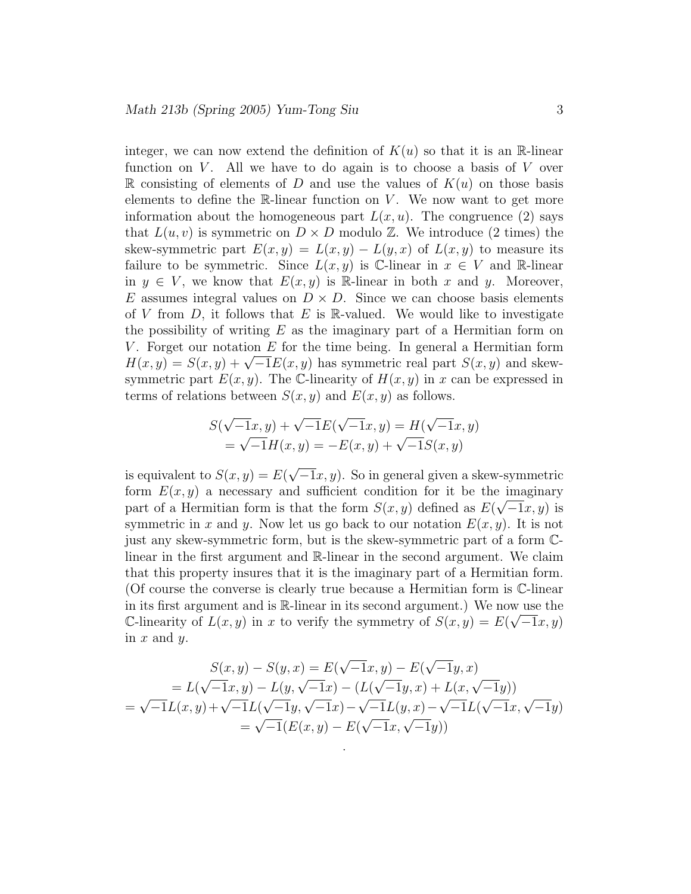integer, we can now extend the definition of $K(u)$ so that it is an $\mathbb{R}$-linear function on $V$. All we have to do again is to choose a basis of $V$ over $\mathbb{R}$ consisting of elements of $D$ and use the values of $K(u)$ on those basis elements to define the $\mathbb{R}$-linear function on $V$. We now want to get more information about the homogeneous part $L(x,u)$. The congruence (2) says that $L(u,v)$ is symmetric on $D \times D$ modulo $\mathbb{Z}$. We introduce (2 times) the skew-symmetric part $E(x,y) = L(x,y) - L(y,x)$ of $L(x,y)$ to measure its failure to be symmetric. Since $L(x,y)$ is $\mathbb{C}$-linear in $x \in V$ and $\mathbb{R}$-linear in $y \in V$, we know that $E(x,y)$ is $\mathbb{R}$-linear in both $x$ and $y$. Moreover, $E$ assumes integral values on $D \times D$. Since we can choose basis elements of $V$ from $D$, it follows that $E$ is $\mathbb{R}$-valued. We would like to investigate the possibility of writing $E$ as the imaginary part of a Hermitian form on $V$. Forget our notation $E$ for the time being. In general a Hermitian form $H(x,y) = S(x,y) + \sqrt{-1}E(x,y)$ has symmetric real part $S(x,y)$ and skew-symmetric part $E(x,y)$. The $\mathbb{C}$-linearity of $H(x,y)$ in $x$ can be expressed in terms of relations between $S(x,y)$ and $E(x,y)$ as follows.

$$
\begin{gathered}
S(\sqrt{-1}x,y) + \sqrt{-1}E(\sqrt{-1}x,y) = H(\sqrt{-1}x,y) \\
= \sqrt{-1}H(x,y) = -E(x,y) + \sqrt{-1}S(x,y)
\end{gathered}
$$

is equivalent to $S(x,y) = E(\sqrt{-1}x,y)$. So in general given a skew-symmetric form $E(x,y)$ a necessary and sufficient condition for it be the imaginary part of a Hermitian form is that the form $S(x,y)$ defined as $E(\sqrt{-1}x,y)$ is symmetric in $x$ and $y$. Now let us go back to our notation $E(x,y)$. It is not just any skew-symmetric form, but is the skew-symmetric part of a form $\mathbb{C}$-linear in the first argument and $\mathbb{R}$-linear in the second argument. We claim that this property insures that it is the imaginary part of a Hermitian form. (Of course the converse is clearly true because a Hermitian form is $\mathbb{C}$-linear in its first argument and is $\mathbb{R}$-linear in its second argument.) We now use the $\mathbb{C}$-linearity of $L(x,y)$ in $x$ to verify the symmetry of $S(x,y) = E(\sqrt{-1}x,y)$ in $x$ and $y$.

$$
\begin{gathered}
S(x,y) - S(y,x) = E(\sqrt{-1}x,y) - E(\sqrt{-1}y,x) \\
= L(\sqrt{-1}x,y) - L(y,\sqrt{-1}x) - (L(\sqrt{-1}y,x) + L(x,\sqrt{-1}y)) \\
= \sqrt{-1}L(x,y) + \sqrt{-1}L(\sqrt{-1}y,\sqrt{-1}x) - \sqrt{-1}L(y,x) - \sqrt{-1}L(\sqrt{-1}x,\sqrt{-1}y) \\
= \sqrt{-1}(E(x,y) - E(\sqrt{-1}x,\sqrt{-1}y))
\end{gathered}
$$

.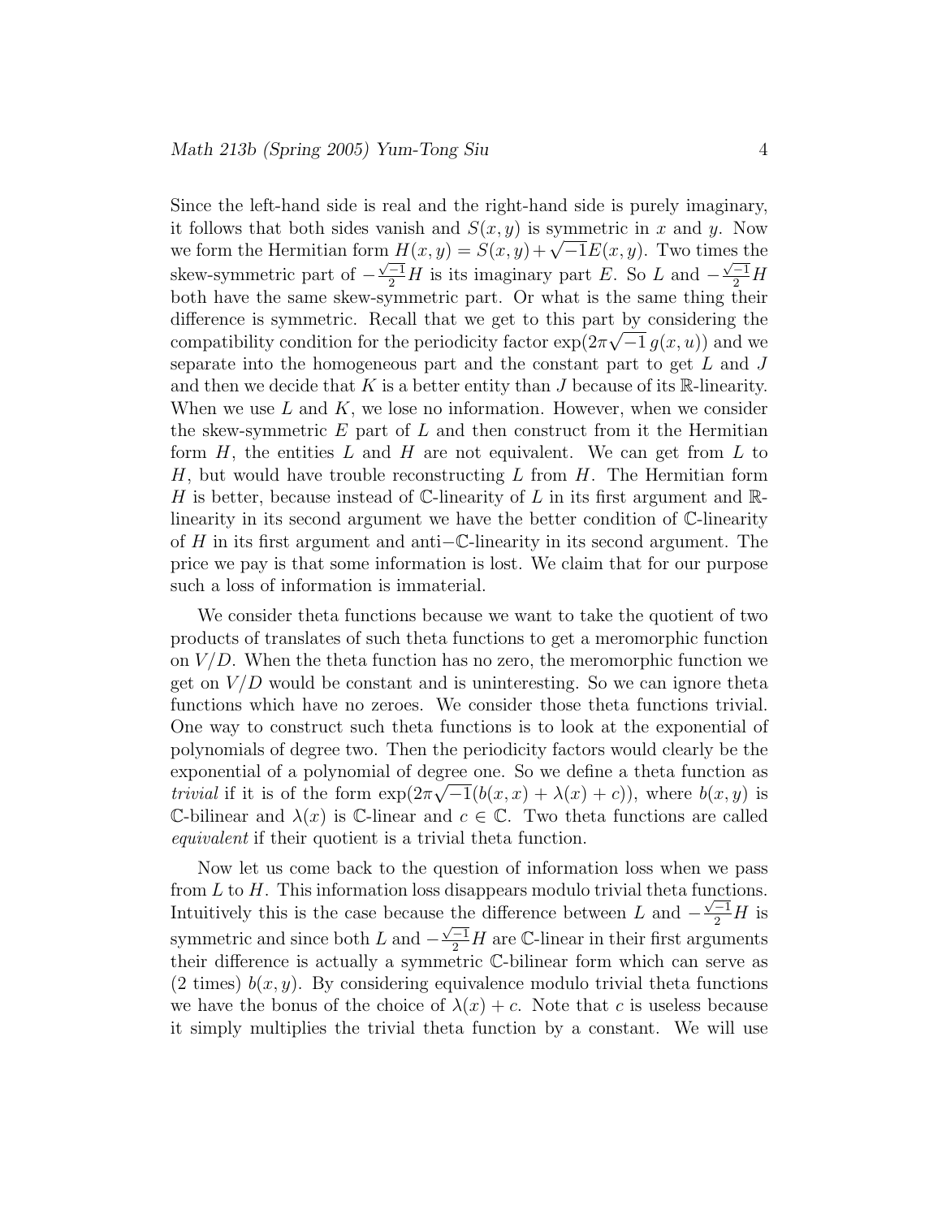Since the left-hand side is real and the right-hand side is purely imaginary, it follows that both sides vanish and $S(x, y)$ is symmetric in $x$ and $y$. Now we form the Hermitian form $H(x, y) = S(x, y) + \sqrt{-1}E(x, y)$. Two times the skew-symmetric part of $-\frac{\sqrt{-1}}{2}H$ is its imaginary part $E$. So $L$ and $-\frac{\sqrt{-1}}{2}H$ both have the same skew-symmetric part. Or what is the same thing their difference is symmetric. Recall that we get to this part by considering the compatibility condition for the periodicity factor $\exp(2\pi\sqrt{-1}\, g(x, u))$ and we separate into the homogeneous part and the constant part to get $L$ and $J$ and then we decide that $K$ is a better entity than $J$ because of its $\mathbb{R}$-linearity. When we use $L$ and $K$, we lose no information. However, when we consider the skew-symmetric $E$ part of $L$ and then construct from it the Hermitian form $H$, the entities $L$ and $H$ are not equivalent. We can get from $L$ to $H$, but would have trouble reconstructing $L$ from $H$. The Hermitian form $H$ is better, because instead of $\mathbb{C}$-linearity of $L$ in its first argument and $\mathbb{R}$-linearity in its second argument we have the better condition of $\mathbb{C}$-linearity of $H$ in its first argument and anti$-\mathbb{C}$-linearity in its second argument. The price we pay is that some information is lost. We claim that for our purpose such a loss of information is immaterial.

We consider theta functions because we want to take the quotient of two products of translates of such theta functions to get a meromorphic function on $V/D$. When the theta function has no zero, the meromorphic function we get on $V/D$ would be constant and is uninteresting. So we can ignore theta functions which have no zeroes. We consider those theta functions trivial. One way to construct such theta functions is to look at the exponential of polynomials of degree two. Then the periodicity factors would clearly be the exponential of a polynomial of degree one. So we define a theta function as *trivial* if it is of the form $\exp(2\pi\sqrt{-1}(b(x, x) + \lambda(x) + c))$, where $b(x, y)$ is $\mathbb{C}$-bilinear and $\lambda(x)$ is $\mathbb{C}$-linear and $c \in \mathbb{C}$. Two theta functions are called *equivalent* if their quotient is a trivial theta function.

Now let us come back to the question of information loss when we pass from $L$ to $H$. This information loss disappears modulo trivial theta functions. Intuitively this is the case because the difference between $L$ and $-\frac{\sqrt{-1}}{2}H$ is symmetric and since both $L$ and $-\frac{\sqrt{-1}}{2}H$ are $\mathbb{C}$-linear in their first arguments their difference is actually a symmetric $\mathbb{C}$-bilinear form which can serve as (2 times) $b(x, y)$. By considering equivalence modulo trivial theta functions we have the bonus of the choice of $\lambda(x) + c$. Note that $c$ is useless because it simply multiplies the trivial theta function by a constant. We will use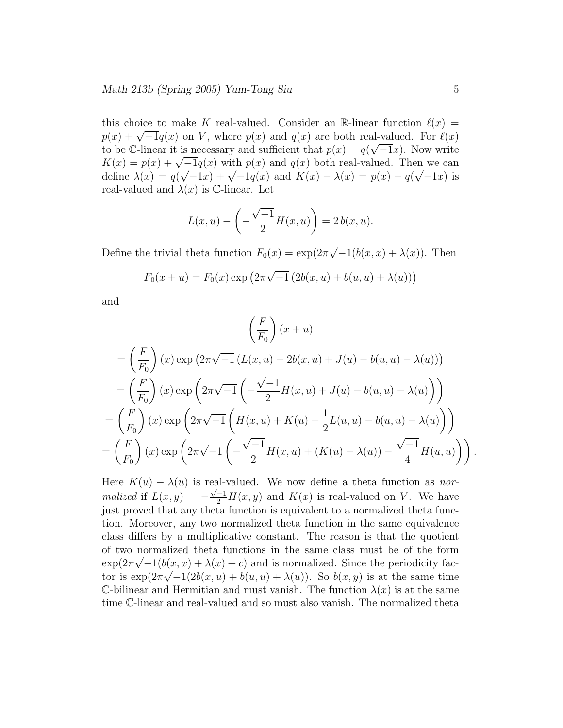this choice to make $K$ real-valued. Consider an $\mathbb{R}$-linear function $\ell(x) = p(x) + \sqrt{-1}q(x)$ on $V$, where $p(x)$ and $q(x)$ are both real-valued. For $\ell(x)$ to be $\mathbb{C}$-linear it is necessary and sufficient that $p(x) = q(\sqrt{-1}x)$. Now write $K(x) = p(x) + \sqrt{-1}q(x)$ with $p(x)$ and $q(x)$ both real-valued. Then we can define $\lambda(x) = q(\sqrt{-1}x) + \sqrt{-1}q(x)$ and $K(x) - \lambda(x) = p(x) - q(\sqrt{-1}x)$ is real-valued and $\lambda(x)$ is $\mathbb{C}$-linear. Let

$$L(x,u) - \left(-\frac{\sqrt{-1}}{2}H(x,u)\right) = 2\,b(x,u).$$

Define the trivial theta function $F_0(x) = \exp(2\pi\sqrt{-1}(b(x,x) + \lambda(x))$. Then

$$F_0(x+u) = F_0(x)\exp\left(2\pi\sqrt{-1}\left(2b(x,u) + b(u,u) + \lambda(u)\right)\right)$$

and

$$
\begin{aligned}
&\left(\frac{F}{F_0}\right)(x+u) \\
&= \left(\frac{F}{F_0}\right)(x)\exp\left(2\pi\sqrt{-1}\left(L(x,u) - 2b(x,u) + J(u) - b(u,u) - \lambda(u)\right)\right) \\
&= \left(\frac{F}{F_0}\right)(x)\exp\left(2\pi\sqrt{-1}\left(-\frac{\sqrt{-1}}{2}H(x,u) + J(u) - b(u,u) - \lambda(u)\right)\right) \\
&= \left(\frac{F}{F_0}\right)(x)\exp\left(2\pi\sqrt{-1}\left(H(x,u) + K(u) + \frac{1}{2}L(u,u) - b(u,u) - \lambda(u)\right)\right) \\
&= \left(\frac{F}{F_0}\right)(x)\exp\left(2\pi\sqrt{-1}\left(-\frac{\sqrt{-1}}{2}H(x,u) + (K(u) - \lambda(u)) - \frac{\sqrt{-1}}{4}H(u,u)\right)\right).
\end{aligned}
$$

Here $K(u) - \lambda(u)$ is real-valued. We now define a theta function as *normalized* if $L(x,y) = -\frac{\sqrt{-1}}{2}H(x,y)$ and $K(x)$ is real-valued on $V$. We have just proved that any theta function is equivalent to a normalized theta function. Moreover, any two normalized theta function in the same equivalence class differs by a multiplicative constant. The reason is that the quotient of two normalized theta functions in the same class must be of the form $\exp(2\pi\sqrt{-1}(b(x,x) + \lambda(x) + c)$ and is normalized. Since the periodicity factor is $\exp(2\pi\sqrt{-1}(2b(x,u) + b(u,u) + \lambda(u))$. So $b(x,y)$ is at the same time $\mathbb{C}$-bilinear and Hermitian and must vanish. The function $\lambda(x)$ is at the same time $\mathbb{C}$-linear and real-valued and so must also vanish. The normalized theta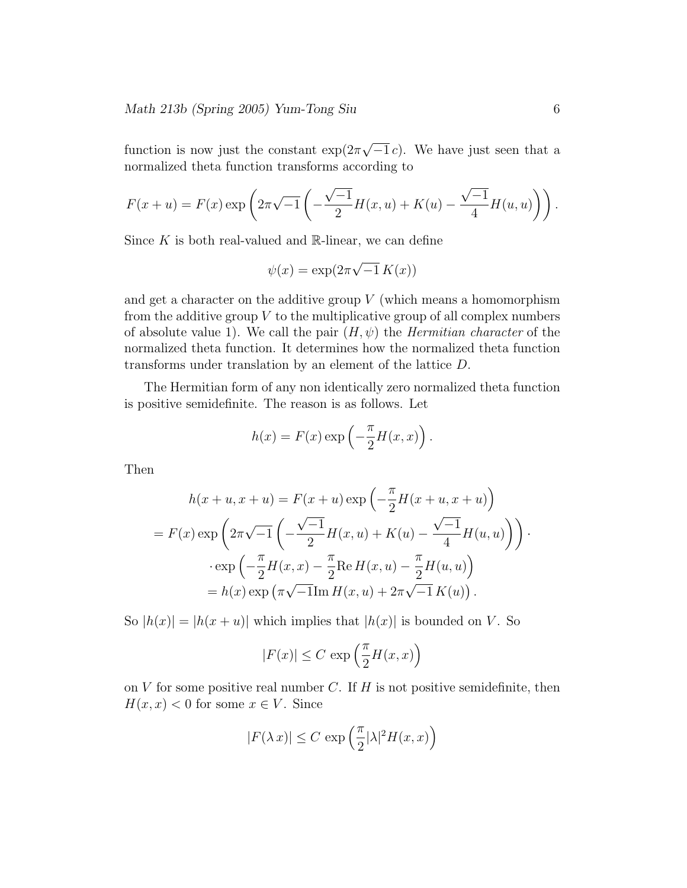function is now just the constant $\exp(2\pi\sqrt{-1}\,c)$. We have just seen that a normalized theta function transforms according to

$$F(x+u) = F(x)\exp\left(2\pi\sqrt{-1}\left(-\frac{\sqrt{-1}}{2}H(x,u) + K(u) - \frac{\sqrt{-1}}{4}H(u,u)\right)\right).$$

Since $K$ is both real-valued and $\mathbb{R}$-linear, we can define

$$\psi(x) = \exp(2\pi\sqrt{-1}\,K(x))$$

and get a character on the additive group $V$ (which means a homomorphism from the additive group $V$ to the multiplicative group of all complex numbers of absolute value 1). We call the pair $(H, \psi)$ the *Hermitian character* of the normalized theta function. It determines how the normalized theta function transforms under translation by an element of the lattice $D$.

The Hermitian form of any non identically zero normalized theta function is positive semidefinite. The reason is as follows. Let

$$h(x) = F(x)\exp\left(-\frac{\pi}{2}H(x,x)\right).$$

Then

$$\begin{aligned}
h(x+u, x+u) &= F(x+u)\exp\left(-\frac{\pi}{2}H(x+u, x+u)\right) \\
= F(x)\exp&\left(2\pi\sqrt{-1}\left(-\frac{\sqrt{-1}}{2}H(x,u) + K(u) - \frac{\sqrt{-1}}{4}H(u,u)\right)\right)\cdot \\
&\cdot\exp\left(-\frac{\pi}{2}H(x,x) - \frac{\pi}{2}\mathrm{Re}\,H(x,u) - \frac{\pi}{2}H(u,u)\right) \\
&= h(x)\exp\left(\pi\sqrt{-1}\mathrm{Im}\,H(x,u) + 2\pi\sqrt{-1}\,K(u)\right).
\end{aligned}$$

So $|h(x)| = |h(x+u)|$ which implies that $|h(x)|$ is bounded on $V$. So

$$|F(x)| \leq C\,\exp\left(\frac{\pi}{2}H(x,x)\right)$$

on $V$ for some positive real number $C$. If $H$ is not positive semidefinite, then $H(x,x) < 0$ for some $x \in V$. Since

$$|F(\lambda\,x)| \leq C\,\exp\left(\frac{\pi}{2}|\lambda|^2 H(x,x)\right)$$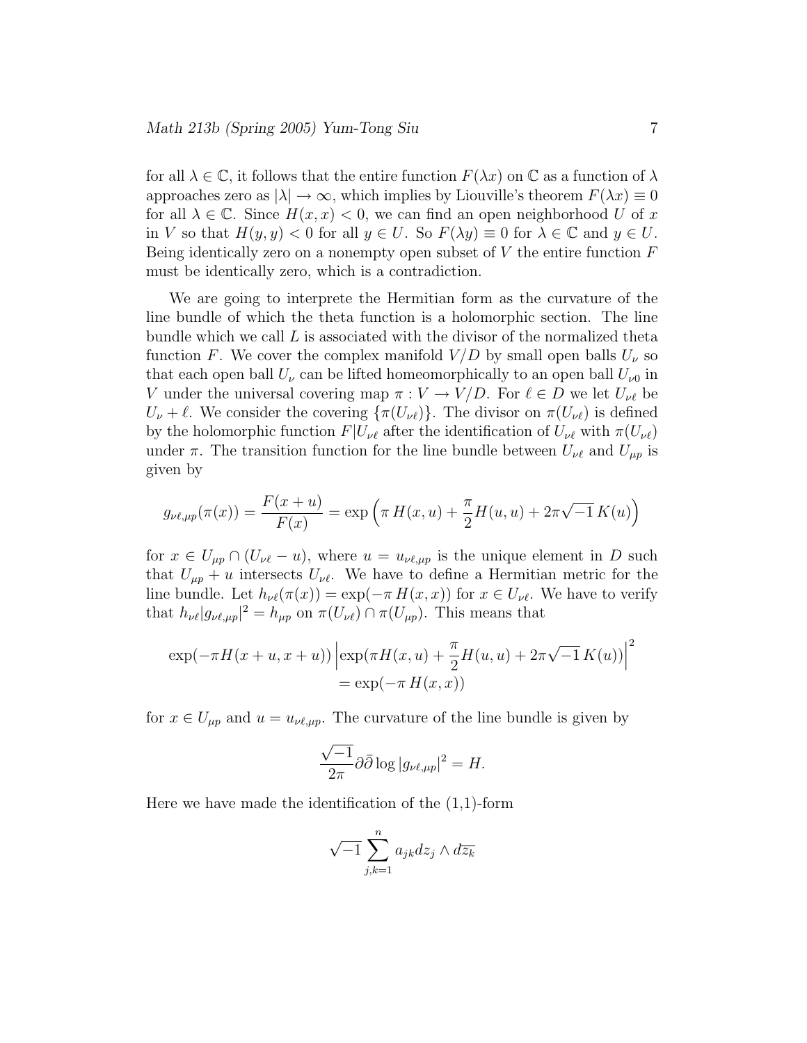for all $\lambda \in \mathbb{C}$, it follows that the entire function $F(\lambda x)$ on $\mathbb{C}$ as a function of $\lambda$ approaches zero as $|\lambda| \to \infty$, which implies by Liouville's theorem $F(\lambda x) \equiv 0$ for all $\lambda \in \mathbb{C}$. Since $H(x,x) < 0$, we can find an open neighborhood $U$ of $x$ in $V$ so that $H(y,y) < 0$ for all $y \in U$. So $F(\lambda y) \equiv 0$ for $\lambda \in \mathbb{C}$ and $y \in U$. Being identically zero on a nonempty open subset of $V$ the entire function $F$ must be identically zero, which is a contradiction.

We are going to interprete the Hermitian form as the curvature of the line bundle of which the theta function is a holomorphic section. The line bundle which we call $L$ is associated with the divisor of the normalized theta function $F$. We cover the complex manifold $V/D$ by small open balls $U_\nu$ so that each open ball $U_\nu$ can be lifted homeomorphically to an open ball $U_{\nu 0}$ in $V$ under the universal covering map $\pi : V \to V/D$. For $\ell \in D$ we let $U_{\nu\ell}$ be $U_\nu + \ell$. We consider the covering $\{\pi(U_{\nu\ell})\}$. The divisor on $\pi(U_{\nu\ell})$ is defined by the holomorphic function $F|U_{\nu\ell}$ after the identification of $U_{\nu\ell}$ with $\pi(U_{\nu\ell})$ under $\pi$. The transition function for the line bundle between $U_{\nu\ell}$ and $U_{\mu p}$ is given by

$$g_{\nu\ell,\mu p}(\pi(x)) = \frac{F(x+u)}{F(x)} = \exp\left(\pi\, H(x,u) + \frac{\pi}{2} H(u,u) + 2\pi\sqrt{-1}\, K(u)\right)$$

for $x \in U_{\mu p} \cap (U_{\nu\ell} - u)$, where $u = u_{\nu\ell,\mu p}$ is the unique element in $D$ such that $U_{\mu p} + u$ intersects $U_{\nu\ell}$. We have to define a Hermitian metric for the line bundle. Let $h_{\nu\ell}(\pi(x)) = \exp(-\pi\, H(x,x))$ for $x \in U_{\nu\ell}$. We have to verify that $h_{\nu\ell}|g_{\nu\ell,\mu p}|^2 = h_{\mu p}$ on $\pi(U_{\nu\ell}) \cap \pi(U_{\mu p})$. This means that

$$\exp(-\pi H(x+u, x+u)) \left|\exp(\pi H(x,u) + \frac{\pi}{2} H(u,u) + 2\pi\sqrt{-1}\, K(u))\right|^2 = \exp(-\pi\, H(x,x))$$

for $x \in U_{\mu p}$ and $u = u_{\nu\ell,\mu p}$. The curvature of the line bundle is given by

$$\frac{\sqrt{-1}}{2\pi} \partial\bar{\partial} \log |g_{\nu\ell,\mu p}|^2 = H.$$

Here we have made the identification of the (1,1)-form

$$\sqrt{-1} \sum_{j,k=1}^{n} a_{jk} dz_j \wedge d\overline{z_k}$$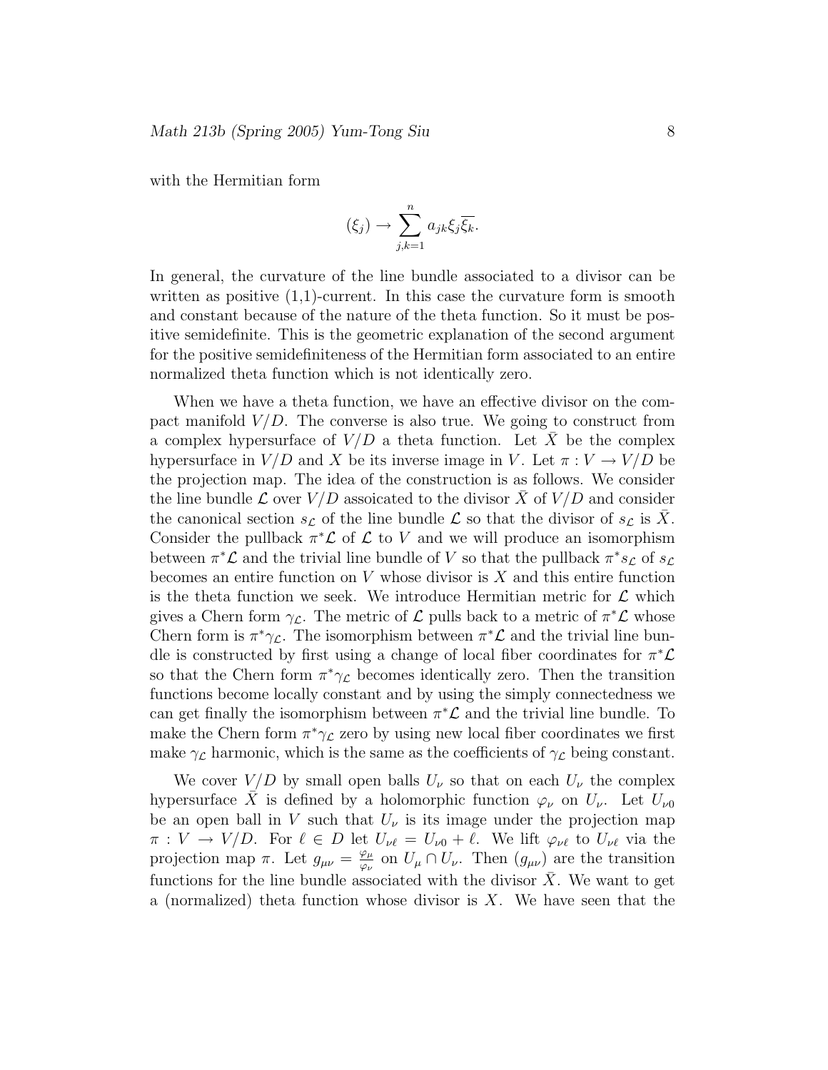with the Hermitian form

$$(\xi_j) \to \sum_{j,k=1}^{n} a_{jk} \xi_j \overline{\xi_k}.$$

In general, the curvature of the line bundle associated to a divisor can be written as positive (1,1)-current. In this case the curvature form is smooth and constant because of the nature of the theta function. So it must be positive semidefinite. This is the geometric explanation of the second argument for the positive semidefiniteness of the Hermitian form associated to an entire normalized theta function which is not identically zero.

When we have a theta function, we have an effective divisor on the compact manifold $V/D$. The converse is also true. We going to construct from a complex hypersurface of $V/D$ a theta function. Let $\bar{X}$ be the complex hypersurface in $V/D$ and $X$ be its inverse image in $V$. Let $\pi : V \to V/D$ be the projection map. The idea of the construction is as follows. We consider the line bundle $\mathcal{L}$ over $V/D$ assoicated to the divisor $\bar{X}$ of $V/D$ and consider the canonical section $s_{\mathcal{L}}$ of the line bundle $\mathcal{L}$ so that the divisor of $s_{\mathcal{L}}$ is $\bar{X}$. Consider the pullback $\pi^*\mathcal{L}$ of $\mathcal{L}$ to $V$ and we will produce an isomorphism between $\pi^*\mathcal{L}$ and the trivial line bundle of $V$ so that the pullback $\pi^* s_{\mathcal{L}}$ of $s_{\mathcal{L}}$ becomes an entire function on $V$ whose divisor is $X$ and this entire function is the theta function we seek. We introduce Hermitian metric for $\mathcal{L}$ which gives a Chern form $\gamma_{\mathcal{L}}$. The metric of $\mathcal{L}$ pulls back to a metric of $\pi^*\mathcal{L}$ whose Chern form is $\pi^*\gamma_{\mathcal{L}}$. The isomorphism between $\pi^*\mathcal{L}$ and the trivial line bundle is constructed by first using a change of local fiber coordinates for $\pi^*\mathcal{L}$ so that the Chern form $\pi^*\gamma_{\mathcal{L}}$ becomes identically zero. Then the transition functions become locally constant and by using the simply connectedness we can get finally the isomorphism between $\pi^*\mathcal{L}$ and the trivial line bundle. To make the Chern form $\pi^*\gamma_{\mathcal{L}}$ zero by using new local fiber coordinates we first make $\gamma_{\mathcal{L}}$ harmonic, which is the same as the coefficients of $\gamma_{\mathcal{L}}$ being constant.

We cover $V/D$ by small open balls $U_\nu$ so that on each $U_\nu$ the complex hypersurface $\bar{X}$ is defined by a holomorphic function $\varphi_\nu$ on $U_\nu$. Let $U_{\nu 0}$ be an open ball in $V$ such that $U_\nu$ is its image under the projection map $\pi : V \to V/D$. For $\ell \in D$ let $U_{\nu\ell} = U_{\nu 0} + \ell$. We lift $\varphi_{\nu\ell}$ to $U_{\nu\ell}$ via the projection map $\pi$. Let $g_{\mu\nu} = \frac{\varphi_\mu}{\varphi_\nu}$ on $U_\mu \cap U_\nu$. Then $(g_{\mu\nu})$ are the transition functions for the line bundle associated with the divisor $\bar{X}$. We want to get a (normalized) theta function whose divisor is $X$. We have seen that the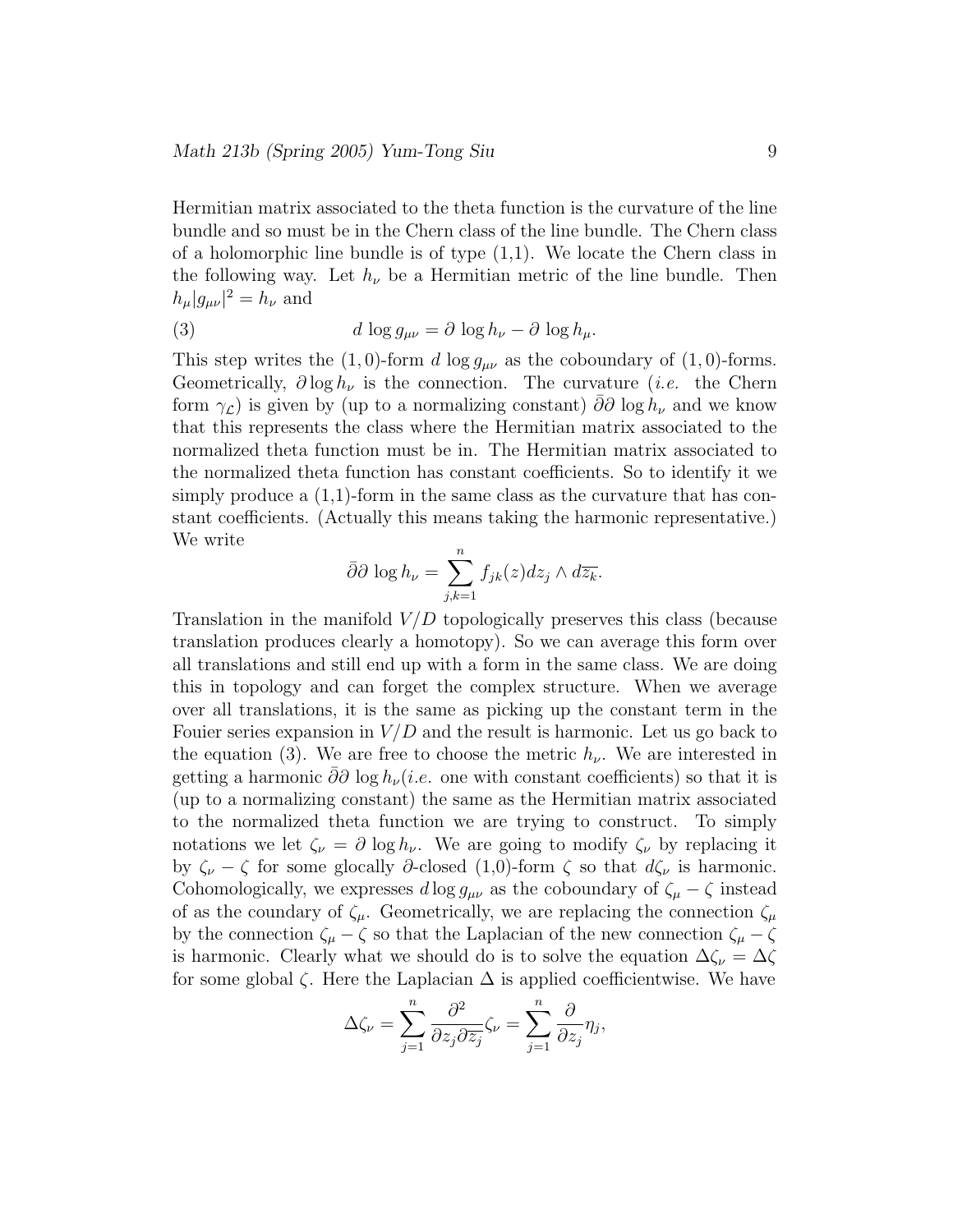Hermitian matrix associated to the theta function is the curvature of the line bundle and so must be in the Chern class of the line bundle. The Chern class of a holomorphic line bundle is of type (1,1). We locate the Chern class in the following way. Let $h_\nu$ be a Hermitian metric of the line bundle. Then $h_\mu |g_{\mu\nu}|^2 = h_\nu$ and

$$d \log g_{\mu\nu} = \partial \log h_\nu - \partial \log h_\mu. \tag{3}$$

This step writes the $(1,0)$-form $d \log g_{\mu\nu}$ as the coboundary of $(1,0)$-forms. Geometrically, $\partial \log h_\nu$ is the connection. The curvature (*i.e.* the Chern form $\gamma_{\mathcal{L}}$) is given by (up to a normalizing constant) $\bar\partial\partial \log h_\nu$ and we know that this represents the class where the Hermitian matrix associated to the normalized theta function must be in. The Hermitian matrix associated to the normalized theta function has constant coefficients. So to identify it we simply produce a (1,1)-form in the same class as the curvature that has constant coefficients. (Actually this means taking the harmonic representative.) We write

$$\bar\partial\partial \log h_\nu = \sum_{j,k=1}^{n} f_{jk}(z) dz_j \wedge d\overline{z_k}.$$

Translation in the manifold $V/D$ topologically preserves this class (because translation produces clearly a homotopy). So we can average this form over all translations and still end up with a form in the same class. We are doing this in topology and can forget the complex structure. When we average over all translations, it is the same as picking up the constant term in the Fouier series expansion in $V/D$ and the result is harmonic. Let us go back to the equation (3). We are free to choose the metric $h_\nu$. We are interested in getting a harmonic $\bar\partial\partial \log h_\nu$(*i.e.* one with constant coefficients) so that it is (up to a normalizing constant) the same as the Hermitian matrix associated to the normalized theta function we are trying to construct. To simply notations we let $\zeta_\nu = \partial \log h_\nu$. We are going to modify $\zeta_\nu$ by replacing it by $\zeta_\nu - \zeta$ for some glocally $\partial$-closed (1,0)-form $\zeta$ so that $d\zeta_\nu$ is harmonic. Cohomologically, we expresses $d \log g_{\mu\nu}$ as the coboundary of $\zeta_\mu - \zeta$ instead of as the coundary of $\zeta_\mu$. Geometrically, we are replacing the connection $\zeta_\mu$ by the connection $\zeta_\mu - \zeta$ so that the Laplacian of the new connection $\zeta_\mu - \zeta$ is harmonic. Clearly what we should do is to solve the equation $\Delta\zeta_\nu = \Delta\zeta$ for some global $\zeta$. Here the Laplacian $\Delta$ is applied coefficientwise. We have

$$\Delta\zeta_\nu = \sum_{j=1}^{n} \frac{\partial^2}{\partial z_j \partial \overline{z_j}} \zeta_\nu = \sum_{j=1}^{n} \frac{\partial}{\partial z_j} \eta_j,$$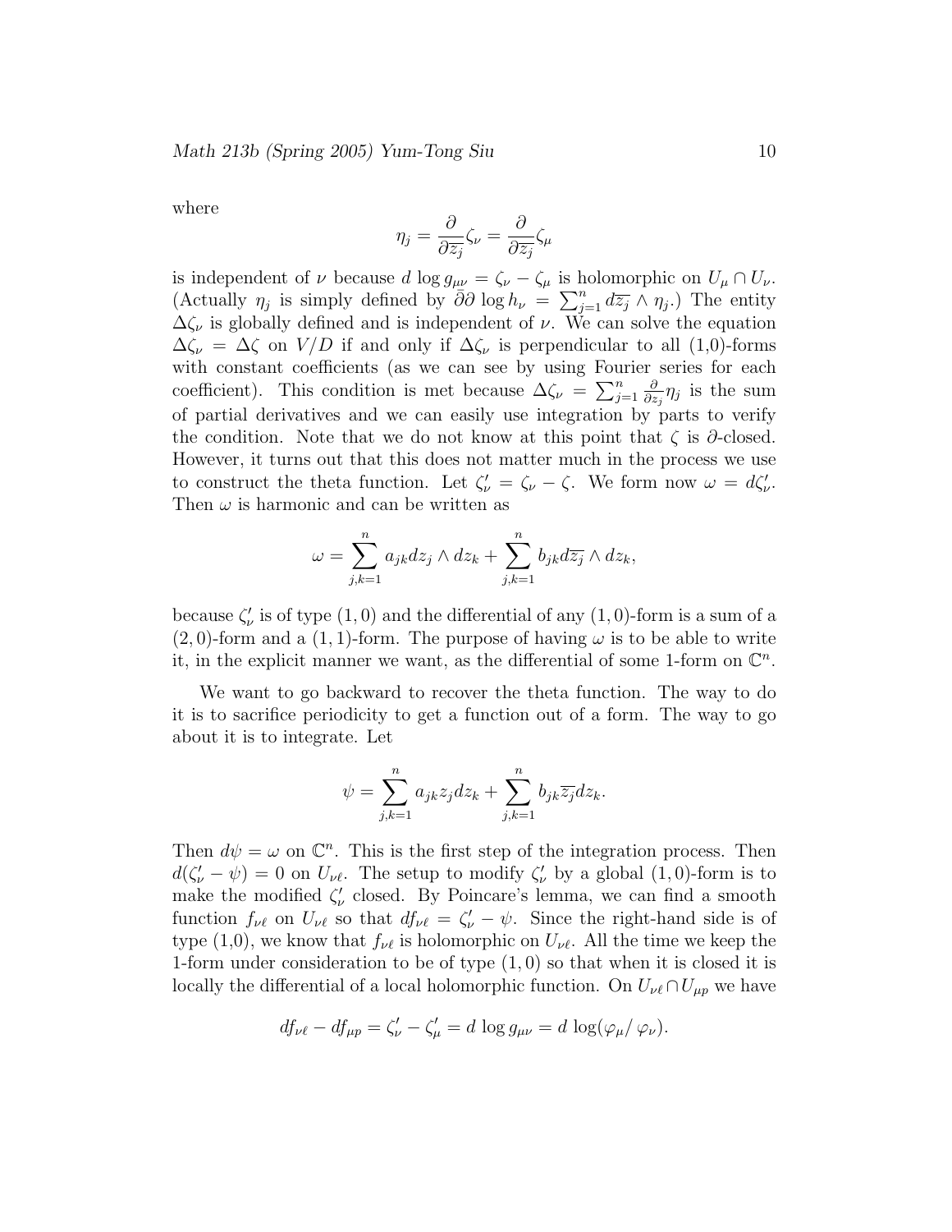where

$$\eta_j = \frac{\partial}{\partial \overline{z_j}} \zeta_\nu = \frac{\partial}{\partial \overline{z_j}} \zeta_\mu$$

is independent of $\nu$ because $d \log g_{\mu\nu} = \zeta_\nu - \zeta_\mu$ is holomorphic on $U_\mu \cap U_\nu$. (Actually $\eta_j$ is simply defined by $\bar{\partial}\partial \log h_\nu = \sum_{j=1}^n d\overline{z_j} \wedge \eta_j$.) The entity $\Delta\zeta_\nu$ is globally defined and is independent of $\nu$. We can solve the equation $\Delta\zeta_\nu = \Delta\zeta$ on $V/D$ if and only if $\Delta\zeta_\nu$ is perpendicular to all (1,0)-forms with constant coefficients (as we can see by using Fourier series for each coefficient). This condition is met because $\Delta\zeta_\nu = \sum_{j=1}^n \frac{\partial}{\partial z_j}\eta_j$ is the sum of partial derivatives and we can easily use integration by parts to verify the condition. Note that we do not know at this point that $\zeta$ is $\partial$-closed. However, it turns out that this does not matter much in the process we use to construct the theta function. Let $\zeta'_\nu = \zeta_\nu - \zeta$. We form now $\omega = d\zeta'_\nu$. Then $\omega$ is harmonic and can be written as

$$\omega = \sum_{j,k=1}^n a_{jk} dz_j \wedge dz_k + \sum_{j,k=1}^n b_{jk} d\overline{z_j} \wedge dz_k,$$

because $\zeta'_\nu$ is of type $(1,0)$ and the differential of any $(1,0)$-form is a sum of a $(2,0)$-form and a $(1,1)$-form. The purpose of having $\omega$ is to be able to write it, in the explicit manner we want, as the differential of some 1-form on $\mathbb{C}^n$.

We want to go backward to recover the theta function. The way to do it is to sacrifice periodicity to get a function out of a form. The way to go about it is to integrate. Let

$$\psi = \sum_{j,k=1}^n a_{jk} z_j dz_k + \sum_{j,k=1}^n b_{jk} \overline{z_j} dz_k.$$

Then $d\psi = \omega$ on $\mathbb{C}^n$. This is the first step of the integration process. Then $d(\zeta'_\nu - \psi) = 0$ on $U_{\nu\ell}$. The setup to modify $\zeta'_\nu$ by a global $(1,0)$-form is to make the modified $\zeta'_\nu$ closed. By Poincare's lemma, we can find a smooth function $f_{\nu\ell}$ on $U_{\nu\ell}$ so that $df_{\nu\ell} = \zeta'_\nu - \psi$. Since the right-hand side is of type (1,0), we know that $f_{\nu\ell}$ is holomorphic on $U_{\nu\ell}$. All the time we keep the 1-form under consideration to be of type $(1,0)$ so that when it is closed it is locally the differential of a local holomorphic function. On $U_{\nu\ell} \cap U_{\mu p}$ we have

$$df_{\nu\ell} - df_{\mu p} = \zeta'_\nu - \zeta'_\mu = d \log g_{\mu\nu} = d \log(\varphi_\mu / \varphi_\nu).$$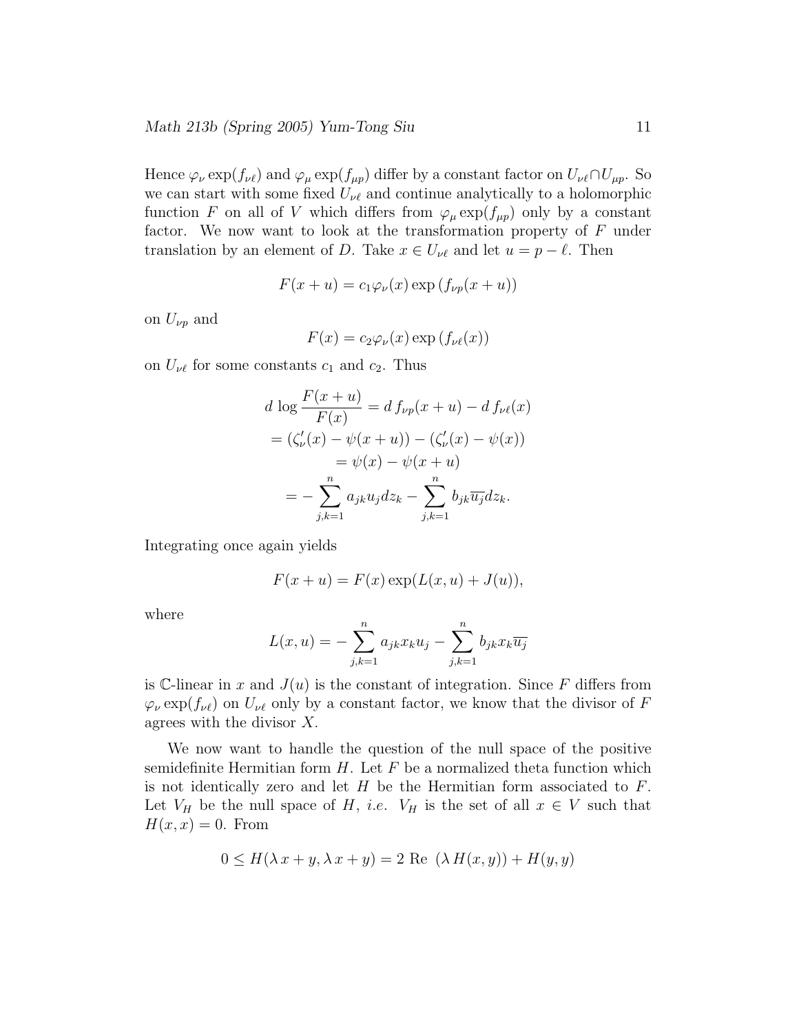Hence $\varphi_\nu \exp(f_{\nu\ell})$ and $\varphi_\mu \exp(f_{\mu p})$ differ by a constant factor on $U_{\nu\ell} \cap U_{\mu p}$. So we can start with some fixed $U_{\nu\ell}$ and continue analytically to a holomorphic function $F$ on all of $V$ which differs from $\varphi_\mu \exp(f_{\mu p})$ only by a constant factor. We now want to look at the transformation property of $F$ under translation by an element of $D$. Take $x \in U_{\nu\ell}$ and let $u = p - \ell$. Then

$$F(x+u) = c_1 \varphi_\nu(x) \exp\left(f_{\nu p}(x+u)\right)$$

on $U_{\nu p}$ and

$$F(x) = c_2 \varphi_\nu(x) \exp\left(f_{\nu\ell}(x)\right)$$

on $U_{\nu\ell}$ for some constants $c_1$ and $c_2$. Thus

$$\begin{gathered}
d \log \frac{F(x+u)}{F(x)} = d\, f_{\nu p}(x+u) - d\, f_{\nu\ell}(x) \\
= (\zeta_\nu'(x) - \psi(x+u)) - (\zeta_\nu'(x) - \psi(x)) \\
= \psi(x) - \psi(x+u) \\
= -\sum_{j,k=1}^{n} a_{jk} u_j dz_k - \sum_{j,k=1}^{n} b_{jk} \overline{u_j} dz_k.
\end{gathered}$$

Integrating once again yields

$$F(x+u) = F(x) \exp(L(x,u) + J(u)),$$

where

$$L(x,u) = -\sum_{j,k=1}^{n} a_{jk} x_k u_j - \sum_{j,k=1}^{n} b_{jk} x_k \overline{u_j}$$

is $\mathbb{C}$-linear in $x$ and $J(u)$ is the constant of integration. Since $F$ differs from $\varphi_\nu \exp(f_{\nu\ell})$ on $U_{\nu\ell}$ only by a constant factor, we know that the divisor of $F$ agrees with the divisor $X$.

We now want to handle the question of the null space of the positive semidefinite Hermitian form $H$. Let $F$ be a normalized theta function which is not identically zero and let $H$ be the Hermitian form associated to $F$. Let $V_H$ be the null space of $H$, *i.e.* $V_H$ is the set of all $x \in V$ such that $H(x,x) = 0$. From

$$0 \leq H(\lambda\, x + y, \lambda\, x + y) = 2 \text{ Re } (\lambda\, H(x,y)) + H(y,y)$$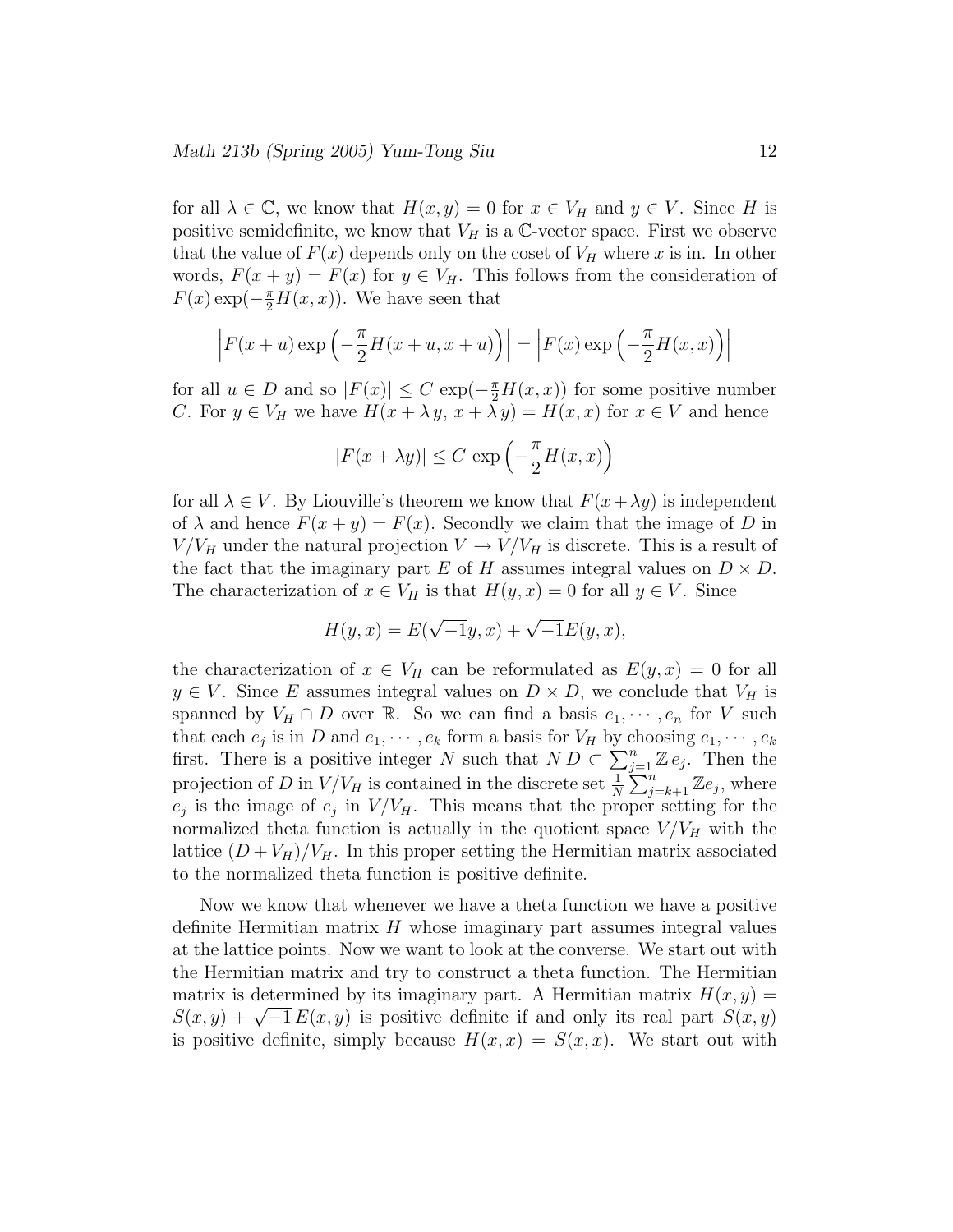for all $\lambda \in \mathbb{C}$, we know that $H(x, y) = 0$ for $x \in V_H$ and $y \in V$. Since $H$ is positive semidefinite, we know that $V_H$ is a $\mathbb{C}$-vector space. First we observe that the value of $F(x)$ depends only on the coset of $V_H$ where $x$ is in. In other words, $F(x + y) = F(x)$ for $y \in V_H$. This follows from the consideration of $F(x) \exp(-\frac{\pi}{2} H(x, x))$. We have seen that

$$\left| F(x + u) \exp\left(-\frac{\pi}{2} H(x + u, x + u)\right) \right| = \left| F(x) \exp\left(-\frac{\pi}{2} H(x, x)\right) \right|$$

for all $u \in D$ and so $|F(x)| \leq C \exp(-\frac{\pi}{2} H(x, x))$ for some positive number $C$. For $y \in V_H$ we have $H(x + \lambda\, y,\, x + \lambda\, y) = H(x, x)$ for $x \in V$ and hence

$$|F(x + \lambda y)| \leq C \exp\left(-\frac{\pi}{2} H(x, x)\right)$$

for all $\lambda \in V$. By Liouville's theorem we know that $F(x + \lambda y)$ is independent of $\lambda$ and hence $F(x + y) = F(x)$. Secondly we claim that the image of $D$ in $V/V_H$ under the natural projection $V \to V/V_H$ is discrete. This is a result of the fact that the imaginary part $E$ of $H$ assumes integral values on $D \times D$. The characterization of $x \in V_H$ is that $H(y, x) = 0$ for all $y \in V$. Since

$$H(y, x) = E(\sqrt{-1} y, x) + \sqrt{-1} E(y, x),$$

the characterization of $x \in V_H$ can be reformulated as $E(y, x) = 0$ for all $y \in V$. Since $E$ assumes integral values on $D \times D$, we conclude that $V_H$ is spanned by $V_H \cap D$ over $\mathbb{R}$. So we can find a basis $e_1, \cdots, e_n$ for $V$ such that each $e_j$ is in $D$ and $e_1, \cdots, e_k$ form a basis for $V_H$ by choosing $e_1, \cdots, e_k$ first. There is a positive integer $N$ such that $N\, D \subset \sum_{j=1}^{n} \mathbb{Z}\, e_j$. Then the projection of $D$ in $V/V_H$ is contained in the discrete set $\frac{1}{N} \sum_{j=k+1}^{n} \mathbb{Z}\overline{e_j}$, where $\overline{e_j}$ is the image of $e_j$ in $V/V_H$. This means that the proper setting for the normalized theta function is actually in the quotient space $V/V_H$ with the lattice $(D + V_H)/V_H$. In this proper setting the Hermitian matrix associated to the normalized theta function is positive definite.

Now we know that whenever we have a theta function we have a positive definite Hermitian matrix $H$ whose imaginary part assumes integral values at the lattice points. Now we want to look at the converse. We start out with the Hermitian matrix and try to construct a theta function. The Hermitian matrix is determined by its imaginary part. A Hermitian matrix $H(x, y) = S(x, y) + \sqrt{-1}\, E(x, y)$ is positive definite if and only its real part $S(x, y)$ is positive definite, simply because $H(x, x) = S(x, x)$. We start out with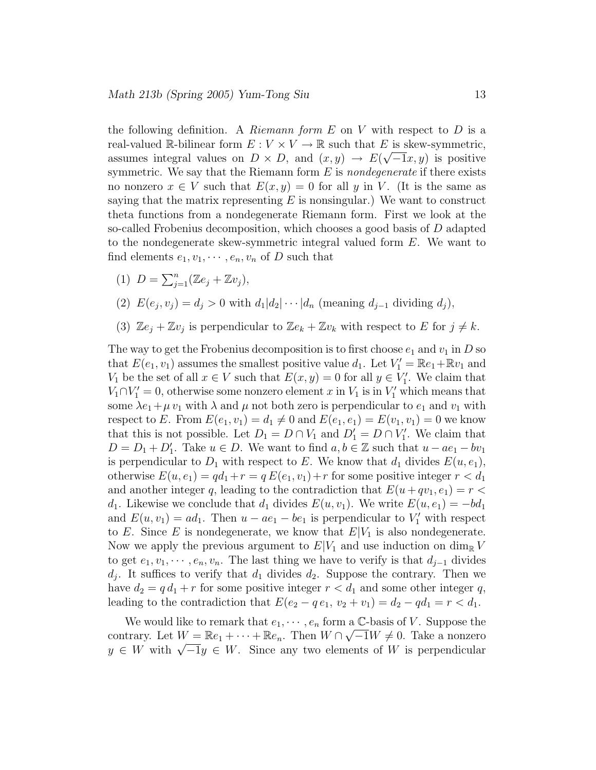the following definition. A *Riemann form* $E$ on $V$ with respect to $D$ is a real-valued $\mathbb{R}$-bilinear form $E : V \times V \to \mathbb{R}$ such that $E$ is skew-symmetric, assumes integral values on $D \times D$, and $(x, y) \to E(\sqrt{-1}x, y)$ is positive symmetric. We say that the Riemann form $E$ is *nondegenerate* if there exists no nonzero $x \in V$ such that $E(x, y) = 0$ for all $y$ in $V$. (It is the same as saying that the matrix representing $E$ is nonsingular.) We want to construct theta functions from a nondegenerate Riemann form. First we look at the so-called Frobenius decomposition, which chooses a good basis of $D$ adapted to the nondegenerate skew-symmetric integral valued form $E$. We want to find elements $e_1, v_1, \cdots, e_n, v_n$ of $D$ such that

(1) $D = \sum_{j=1}^{n}(\mathbb{Z}e_j + \mathbb{Z}v_j)$,

(2) $E(e_j, v_j) = d_j > 0$ with $d_1|d_2| \cdots |d_n$ (meaning $d_{j-1}$ dividing $d_j$),

(3) $\mathbb{Z}e_j + \mathbb{Z}v_j$ is perpendicular to $\mathbb{Z}e_k + \mathbb{Z}v_k$ with respect to $E$ for $j \neq k$.

The way to get the Frobenius decomposition is to first choose $e_1$ and $v_1$ in $D$ so that $E(e_1, v_1)$ assumes the smallest positive value $d_1$. Let $V_1' = \mathbb{R}e_1 + \mathbb{R}v_1$ and $V_1$ be the set of all $x \in V$ such that $E(x, y) = 0$ for all $y \in V_1'$. We claim that $V_1 \cap V_1' = 0$, otherwise some nonzero element $x$ in $V_1$ is in $V_1'$ which means that some $\lambda e_1 + \mu\, v_1$ with $\lambda$ and $\mu$ not both zero is perpendicular to $e_1$ and $v_1$ with respect to $E$. From $E(e_1, v_1) = d_1 \neq 0$ and $E(e_1, e_1) = E(v_1, v_1) = 0$ we know that this is not possible. Let $D_1 = D \cap V_1$ and $D_1' = D \cap V_1'$. We claim that $D = D_1 + D_1'$. Take $u \in D$. We want to find $a, b \in \mathbb{Z}$ such that $u - ae_1 - bv_1$ is perpendicular to $D_1$ with respect to $E$. We know that $d_1$ divides $E(u, e_1)$, otherwise $E(u, e_1) = qd_1 + r = q\, E(e_1, v_1) + r$ for some positive integer $r < d_1$ and another integer $q$, leading to the contradiction that $E(u + qv_1, e_1) = r < d_1$. Likewise we conclude that $d_1$ divides $E(u, v_1)$. We write $E(u, e_1) = -bd_1$ and $E(u, v_1) = ad_1$. Then $u - ae_1 - be_1$ is perpendicular to $V_1'$ with respect to $E$. Since $E$ is nondegenerate, we know that $E|V_1$ is also nondegenerate. Now we apply the previous argument to $E|V_1$ and use induction on $\dim_{\mathbb{R}} V$ to get $e_1, v_1, \cdots, e_n, v_n$. The last thing we have to verify is that $d_{j-1}$ divides $d_j$. It suffices to verify that $d_1$ divides $d_2$. Suppose the contrary. Then we have $d_2 = q\, d_1 + r$ for some positive integer $r < d_1$ and some other integer $q$, leading to the contradiction that $E(e_2 - q\, e_1,\, v_2 + v_1) = d_2 - qd_1 = r < d_1$.

We would like to remark that $e_1, \cdots, e_n$ form a $\mathbb{C}$-basis of $V$. Suppose the contrary. Let $W = \mathbb{R}e_1 + \cdots + \mathbb{R}e_n$. Then $W \cap \sqrt{-1}W \neq 0$. Take a nonzero $y \in W$ with $\sqrt{-1}y \in W$. Since any two elements of $W$ is perpendicular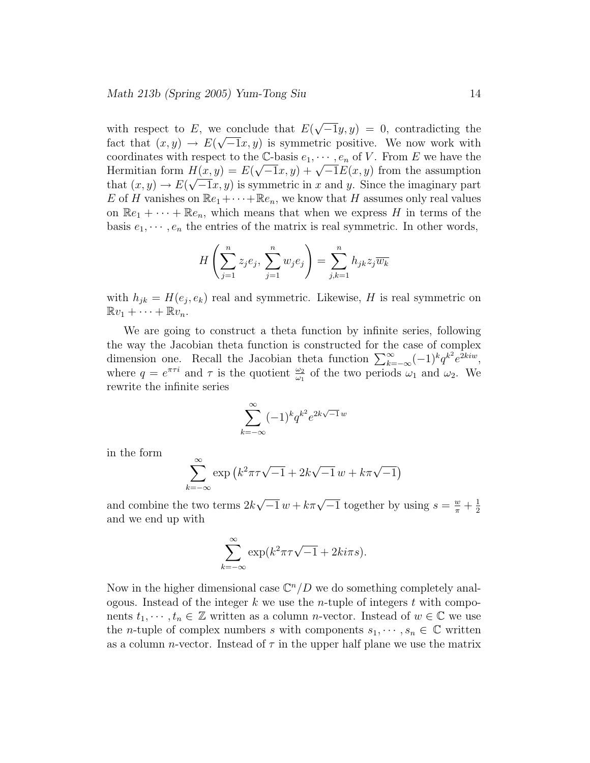with respect to $E$, we conclude that $E(\sqrt{-1}y, y) = 0$, contradicting the fact that $(x, y) \to E(\sqrt{-1}x, y)$ is symmetric positive. We now work with coordinates with respect to the $\mathbb{C}$-basis $e_1, \cdots, e_n$ of $V$. From $E$ we have the Hermitian form $H(x, y) = E(\sqrt{-1}x, y) + \sqrt{-1}E(x, y)$ from the assumption that $(x, y) \to E(\sqrt{-1}x, y)$ is symmetric in $x$ and $y$. Since the imaginary part $E$ of $H$ vanishes on $\mathbb{R}e_1 + \cdots + \mathbb{R}e_n$, we know that $H$ assumes only real values on $\mathbb{R}e_1 + \cdots + \mathbb{R}e_n$, which means that when we express $H$ in terms of the basis $e_1, \cdots, e_n$ the entries of the matrix is real symmetric. In other words,

$$H\left(\sum_{j=1}^n z_j e_j, \sum_{j=1}^n w_j e_j\right) = \sum_{j,k=1}^n h_{jk} z_j \overline{w_k}$$

with $h_{jk} = H(e_j, e_k)$ real and symmetric. Likewise, $H$ is real symmetric on $\mathbb{R}v_1 + \cdots + \mathbb{R}v_n$.

We are going to construct a theta function by infinite series, following the way the Jacobian theta function is constructed for the case of complex dimension one. Recall the Jacobian theta function $\sum_{k=-\infty}^{\infty} (-1)^k q^{k^2} e^{2kiw}$, where $q = e^{\pi \tau i}$ and $\tau$ is the quotient $\frac{\omega_2}{\omega_1}$ of the two periods $\omega_1$ and $\omega_2$. We rewrite the infinite series

$$\sum_{k=-\infty}^{\infty} (-1)^k q^{k^2} e^{2k\sqrt{-1}\,w}$$

in the form

$$\sum_{k=-\infty}^{\infty} \exp\left(k^2 \pi \tau \sqrt{-1} + 2k\sqrt{-1}\,w + k\pi\sqrt{-1}\right)$$

and combine the two terms $2k\sqrt{-1}\,w + k\pi\sqrt{-1}$ together by using $s = \frac{w}{\pi} + \frac{1}{2}$ and we end up with

$$\sum_{k=-\infty}^{\infty} \exp(k^2 \pi \tau \sqrt{-1} + 2ki\pi s).$$

Now in the higher dimensional case $\mathbb{C}^n/D$ we do something completely analogous. Instead of the integer $k$ we use the $n$-tuple of integers $t$ with components $t_1, \cdots, t_n \in \mathbb{Z}$ written as a column $n$-vector. Instead of $w \in \mathbb{C}$ we use the $n$-tuple of complex numbers $s$ with components $s_1, \cdots, s_n \in \mathbb{C}$ written as a column $n$-vector. Instead of $\tau$ in the upper half plane we use the matrix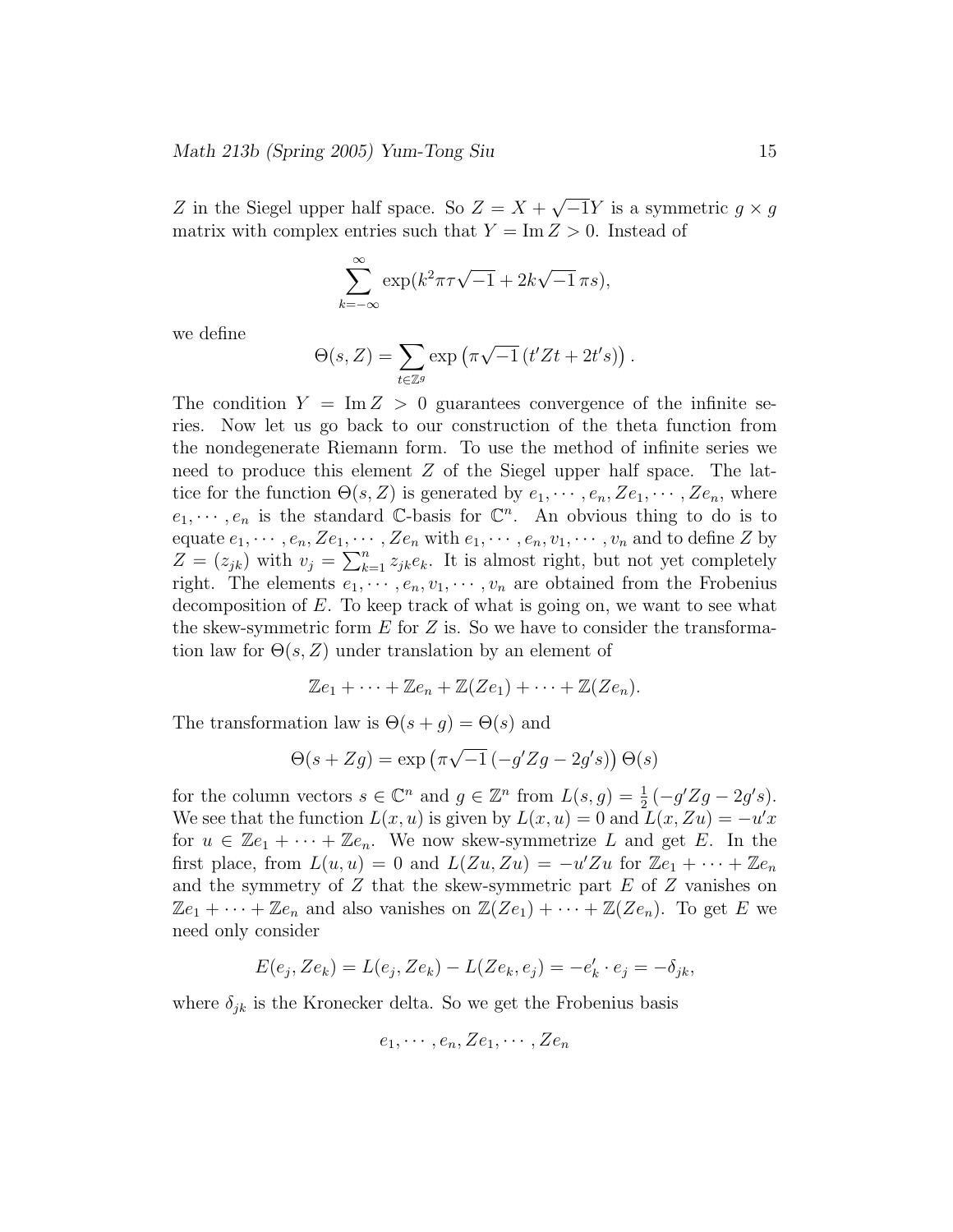$Z$ in the Siegel upper half space. So $Z = X + \sqrt{-1}Y$ is a symmetric $g \times g$ matrix with complex entries such that $Y = \operatorname{Im} Z > 0$. Instead of

$$\sum_{k=-\infty}^{\infty} \exp(k^2 \pi \tau \sqrt{-1} + 2k\sqrt{-1}\,\pi s),$$

we define

$$\Theta(s, Z) = \sum_{t \in \mathbb{Z}^g} \exp\left(\pi\sqrt{-1}\,(t' Z t + 2t' s)\right).$$

The condition $Y = \operatorname{Im} Z > 0$ guarantees convergence of the infinite series. Now let us go back to our construction of the theta function from the nondegenerate Riemann form. To use the method of infinite series we need to produce this element $Z$ of the Siegel upper half space. The lattice for the function $\Theta(s, Z)$ is generated by $e_1, \cdots, e_n, Ze_1, \cdots, Ze_n$, where $e_1, \cdots, e_n$ is the standard $\mathbb{C}$-basis for $\mathbb{C}^n$. An obvious thing to do is to equate $e_1, \cdots, e_n, Ze_1, \cdots, Ze_n$ with $e_1, \cdots, e_n, v_1, \cdots, v_n$ and to define $Z$ by $Z = (z_{jk})$ with $v_j = \sum_{k=1}^n z_{jk} e_k$. It is almost right, but not yet completely right. The elements $e_1, \cdots, e_n, v_1, \cdots, v_n$ are obtained from the Frobenius decomposition of $E$. To keep track of what is going on, we want to see what the skew-symmetric form $E$ for $Z$ is. So we have to consider the transformation law for $\Theta(s, Z)$ under translation by an element of

$$\mathbb{Z}e_1 + \cdots + \mathbb{Z}e_n + \mathbb{Z}(Ze_1) + \cdots + \mathbb{Z}(Ze_n).$$

The transformation law is $\Theta(s + g) = \Theta(s)$ and

$$\Theta(s + Zg) = \exp\left(\pi\sqrt{-1}\,(-g' Z g - 2g' s)\right)\Theta(s)$$

for the column vectors $s \in \mathbb{C}^n$ and $g \in \mathbb{Z}^n$ from $L(s, g) = \frac{1}{2}\left(-g' Z g - 2g' s\right)$. We see that the function $L(x, u)$ is given by $L(x, u) = 0$ and $L(x, Zu) = -u' x$ for $u \in \mathbb{Z}e_1 + \cdots + \mathbb{Z}e_n$. We now skew-symmetrize $L$ and get $E$. In the first place, from $L(u, u) = 0$ and $L(Zu, Zu) = -u' Z u$ for $\mathbb{Z}e_1 + \cdots + \mathbb{Z}e_n$ and the symmetry of $Z$ that the skew-symmetric part $E$ of $Z$ vanishes on $\mathbb{Z}e_1 + \cdots + \mathbb{Z}e_n$ and also vanishes on $\mathbb{Z}(Ze_1) + \cdots + \mathbb{Z}(Ze_n)$. To get $E$ we need only consider

$$E(e_j, Ze_k) = L(e_j, Ze_k) - L(Ze_k, e_j) = -e_k' \cdot e_j = -\delta_{jk},$$

where $\delta_{jk}$ is the Kronecker delta. So we get the Frobenius basis

$$e_1, \cdots, e_n, Ze_1, \cdots, Ze_n$$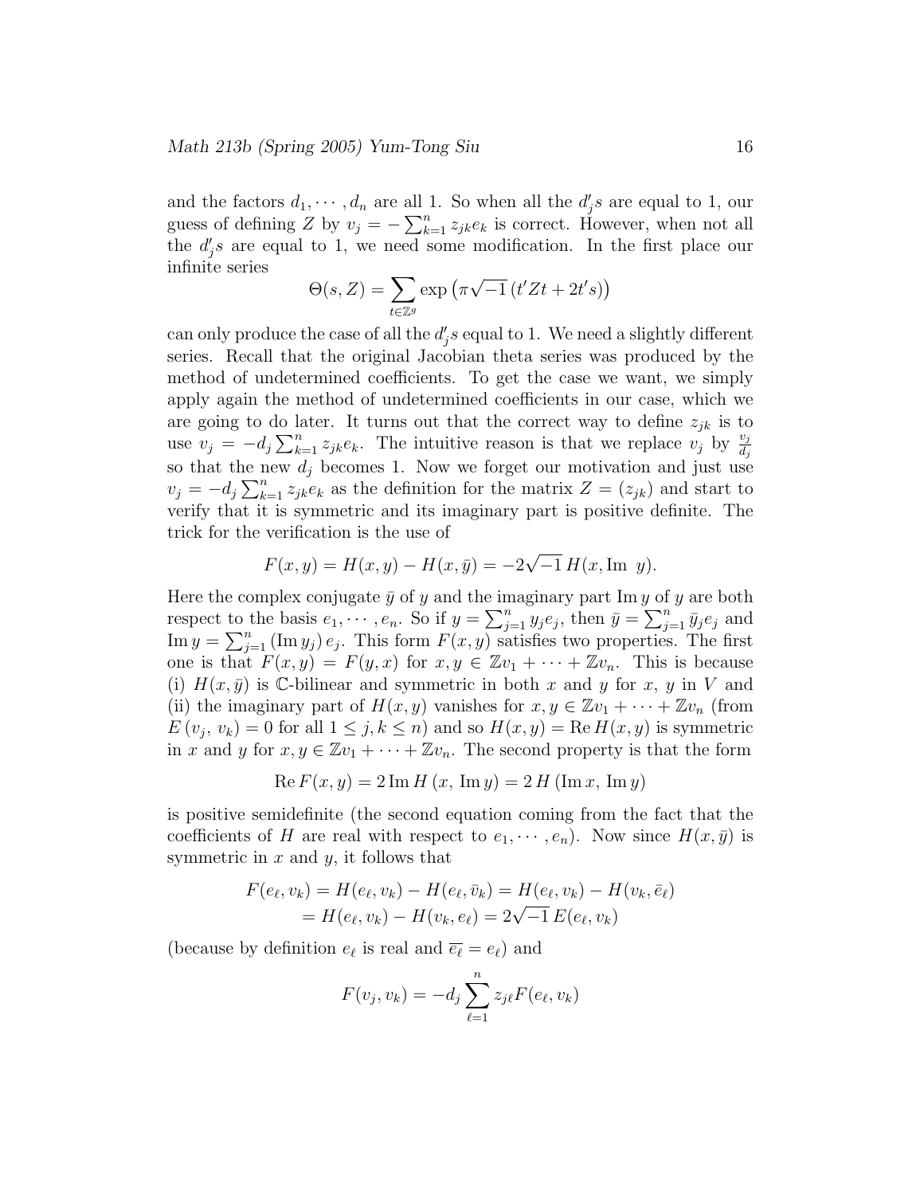and the factors $d_1, \cdots, d_n$ are all 1. So when all the $d_j's$ are equal to 1, our guess of defining $Z$ by $v_j = -\sum_{k=1}^n z_{jk} e_k$ is correct. However, when not all the $d_j's$ are equal to 1, we need some modification. In the first place our infinite series

$$\Theta(s, Z) = \sum_{t \in \mathbb{Z}^g} \exp\left(\pi\sqrt{-1}\left(t'Zt + 2t's\right)\right)$$

can only produce the case of all the $d_j's$ equal to 1. We need a slightly different series. Recall that the original Jacobian theta series was produced by the method of undetermined coefficients. To get the case we want, we simply apply again the method of undetermined coefficients in our case, which we are going to do later. It turns out that the correct way to define $z_{jk}$ is to use $v_j = -d_j \sum_{k=1}^n z_{jk} e_k$. The intuitive reason is that we replace $v_j$ by $\frac{v_j}{d_j}$ so that the new $d_j$ becomes 1. Now we forget our motivation and just use $v_j = -d_j \sum_{k=1}^n z_{jk} e_k$ as the definition for the matrix $Z = (z_{jk})$ and start to verify that it is symmetric and its imaginary part is positive definite. The trick for the verification is the use of

$$F(x, y) = H(x, y) - H(x, \bar{y}) = -2\sqrt{-1}\, H(x, \text{Im } y).$$

Here the complex conjugate $\bar{y}$ of $y$ and the imaginary part $\text{Im}\, y$ of $y$ are both respect to the basis $e_1, \cdots, e_n$. So if $y = \sum_{j=1}^n y_j e_j$, then $\bar{y} = \sum_{j=1}^n \bar{y}_j e_j$ and $\text{Im}\, y = \sum_{j=1}^n (\text{Im}\, y_j)\, e_j$. This form $F(x, y)$ satisfies two properties. The first one is that $F(x, y) = F(y, x)$ for $x, y \in \mathbb{Z}v_1 + \cdots + \mathbb{Z}v_n$. This is because (i) $H(x, \bar{y})$ is $\mathbb{C}$-bilinear and symmetric in both $x$ and $y$ for $x$, $y$ in $V$ and (ii) the imaginary part of $H(x, y)$ vanishes for $x, y \in \mathbb{Z}v_1 + \cdots + \mathbb{Z}v_n$ (from $E(v_j, v_k) = 0$ for all $1 \leq j, k \leq n$) and so $H(x, y) = \text{Re}\, H(x, y)$ is symmetric in $x$ and $y$ for $x, y \in \mathbb{Z}v_1 + \cdots + \mathbb{Z}v_n$. The second property is that the form

$$\text{Re}\, F(x, y) = 2\, \text{Im}\, H\left(x,\, \text{Im}\, y\right) = 2\, H\left(\text{Im}\, x,\, \text{Im}\, y\right)$$

is positive semidefinite (the second equation coming from the fact that the coefficients of $H$ are real with respect to $e_1, \cdots, e_n$). Now since $H(x, \bar{y})$ is symmetric in $x$ and $y$, it follows that

$$\begin{aligned} F(e_\ell, v_k) &= H(e_\ell, v_k) - H(e_\ell, \bar{v}_k) = H(e_\ell, v_k) - H(v_k, \bar{e}_\ell) \\ &= H(e_\ell, v_k) - H(v_k, e_\ell) = 2\sqrt{-1}\, E(e_\ell, v_k) \end{aligned}$$

(because by definition $e_\ell$ is real and $\overline{e_\ell} = e_\ell$) and

$$F(v_j, v_k) = -d_j \sum_{\ell=1}^n z_{j\ell} F(e_\ell, v_k)$$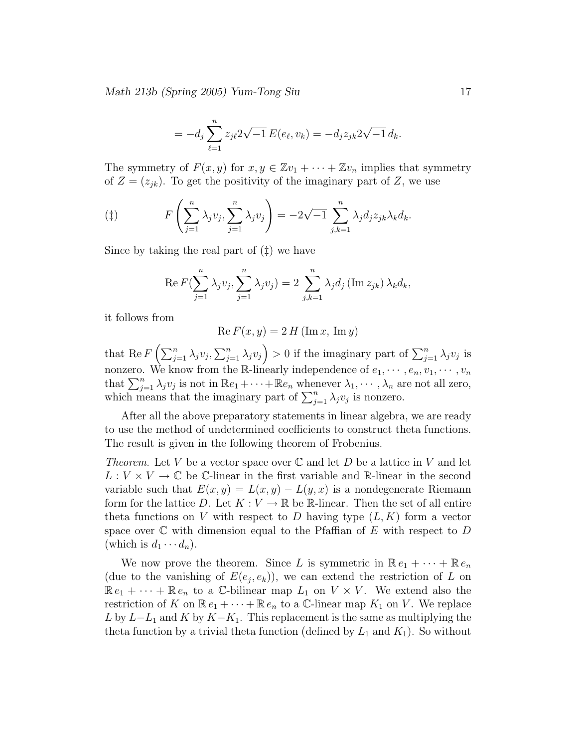$$= -d_j \sum_{\ell=1}^{n} z_{j\ell} 2\sqrt{-1}\, E(e_\ell, v_k) = -d_j z_{jk} 2\sqrt{-1}\, d_k.$$

The symmetry of $F(x, y)$ for $x, y \in \mathbb{Z}v_1 + \cdots + \mathbb{Z}v_n$ implies that symmetry of $Z = (z_{jk})$. To get the positivity of the imaginary part of $Z$, we use

$$(\ddagger) \qquad F\left(\sum_{j=1}^{n} \lambda_j v_j, \sum_{j=1}^{n} \lambda_j v_j\right) = -2\sqrt{-1} \sum_{j,k=1}^{n} \lambda_j d_j z_{jk} \lambda_k d_k.$$

Since by taking the real part of $(\ddagger)$ we have

$$\operatorname{Re} F\left(\sum_{j=1}^{n} \lambda_j v_j, \sum_{j=1}^{n} \lambda_j v_j\right) = 2 \sum_{j,k=1}^{n} \lambda_j d_j \left(\operatorname{Im} z_{jk}\right) \lambda_k d_k,$$

it follows from

$$\operatorname{Re} F(x, y) = 2\, H\left(\operatorname{Im} x,\, \operatorname{Im} y\right)$$

that $\operatorname{Re} F\left(\sum_{j=1}^{n} \lambda_j v_j, \sum_{j=1}^{n} \lambda_j v_j\right) > 0$ if the imaginary part of $\sum_{j=1}^{n} \lambda_j v_j$ is nonzero. We know from the $\mathbb{R}$-linearly independence of $e_1, \cdots, e_n, v_1, \cdots, v_n$ that $\sum_{j=1}^{n} \lambda_j v_j$ is not in $\mathbb{R}e_1 + \cdots + \mathbb{R}e_n$ whenever $\lambda_1, \cdots, \lambda_n$ are not all zero, which means that the imaginary part of $\sum_{j=1}^{n} \lambda_j v_j$ is nonzero.

After all the above preparatory statements in linear algebra, we are ready to use the method of undetermined coefficients to construct theta functions. The result is given in the following theorem of Frobenius.

*Theorem.* Let $V$ be a vector space over $\mathbb{C}$ and let $D$ be a lattice in $V$ and let $L : V \times V \to \mathbb{C}$ be $\mathbb{C}$-linear in the first variable and $\mathbb{R}$-linear in the second variable such that $E(x, y) = L(x, y) - L(y, x)$ is a nondegenerate Riemann form for the lattice $D$. Let $K : V \to \mathbb{R}$ be $\mathbb{R}$-linear. Then the set of all entire theta functions on $V$ with respect to $D$ having type $(L, K)$ form a vector space over $\mathbb{C}$ with dimension equal to the Pfaffian of $E$ with respect to $D$ (which is $d_1 \cdots d_n$).

We now prove the theorem. Since $L$ is symmetric in $\mathbb{R}\, e_1 + \cdots + \mathbb{R}\, e_n$ (due to the vanishing of $E(e_j, e_k)$), we can extend the restriction of $L$ on $\mathbb{R}\, e_1 + \cdots + \mathbb{R}\, e_n$ to a $\mathbb{C}$-bilinear map $L_1$ on $V \times V$. We extend also the restriction of $K$ on $\mathbb{R}\, e_1 + \cdots + \mathbb{R}\, e_n$ to a $\mathbb{C}$-linear map $K_1$ on $V$. We replace $L$ by $L - L_1$ and $K$ by $K - K_1$. This replacement is the same as multiplying the theta function by a trivial theta function (defined by $L_1$ and $K_1$). So without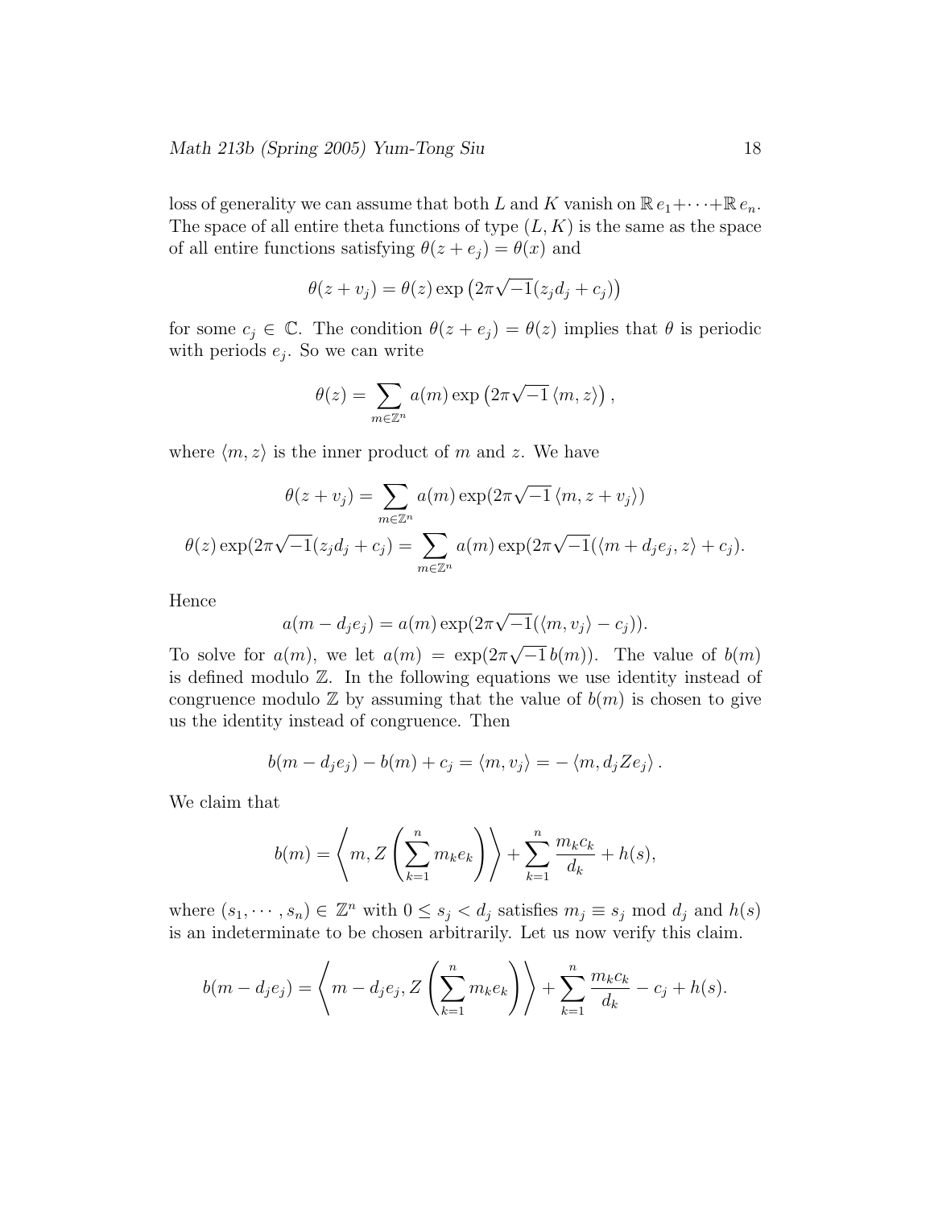loss of generality we can assume that both $L$ and $K$ vanish on $\mathbb{R}\, e_1 + \cdots + \mathbb{R}\, e_n$. The space of all entire theta functions of type $(L, K)$ is the same as the space of all entire functions satisfying $\theta(z + e_j) = \theta(x)$ and

$$\theta(z + v_j) = \theta(z) \exp\left(2\pi\sqrt{-1}(z_j d_j + c_j)\right)$$

for some $c_j \in \mathbb{C}$. The condition $\theta(z + e_j) = \theta(z)$ implies that $\theta$ is periodic with periods $e_j$. So we can write

$$\theta(z) = \sum_{m \in \mathbb{Z}^n} a(m) \exp\left(2\pi\sqrt{-1}\,\langle m, z\rangle\right),$$

where $\langle m, z\rangle$ is the inner product of $m$ and $z$. We have

$$\theta(z + v_j) = \sum_{m \in \mathbb{Z}^n} a(m) \exp(2\pi\sqrt{-1}\,\langle m, z + v_j\rangle)$$

$$\theta(z) \exp(2\pi\sqrt{-1}(z_j d_j + c_j) = \sum_{m \in \mathbb{Z}^n} a(m) \exp(2\pi\sqrt{-1}(\langle m + d_j e_j, z\rangle + c_j).$$

Hence

$$a(m - d_j e_j) = a(m) \exp(2\pi\sqrt{-1}(\langle m, v_j\rangle - c_j)).$$

To solve for $a(m)$, we let $a(m) = \exp(2\pi\sqrt{-1}\, b(m))$. The value of $b(m)$ is defined modulo $\mathbb{Z}$. In the following equations we use identity instead of congruence modulo $\mathbb{Z}$ by assuming that the value of $b(m)$ is chosen to give us the identity instead of congruence. Then

$$b(m - d_j e_j) - b(m) + c_j = \langle m, v_j\rangle = -\langle m, d_j Z e_j\rangle.$$

We claim that

$$b(m) = \left\langle m, Z\left(\sum_{k=1}^n m_k e_k\right)\right\rangle + \sum_{k=1}^n \frac{m_k c_k}{d_k} + h(s),$$

where $(s_1, \cdots, s_n) \in \mathbb{Z}^n$ with $0 \leq s_j < d_j$ satisfies $m_j \equiv s_j \bmod d_j$ and $h(s)$ is an indeterminate to be chosen arbitrarily. Let us now verify this claim.

$$b(m - d_j e_j) = \left\langle m - d_j e_j, Z\left(\sum_{k=1}^n m_k e_k\right)\right\rangle + \sum_{k=1}^n \frac{m_k c_k}{d_k} - c_j + h(s).$$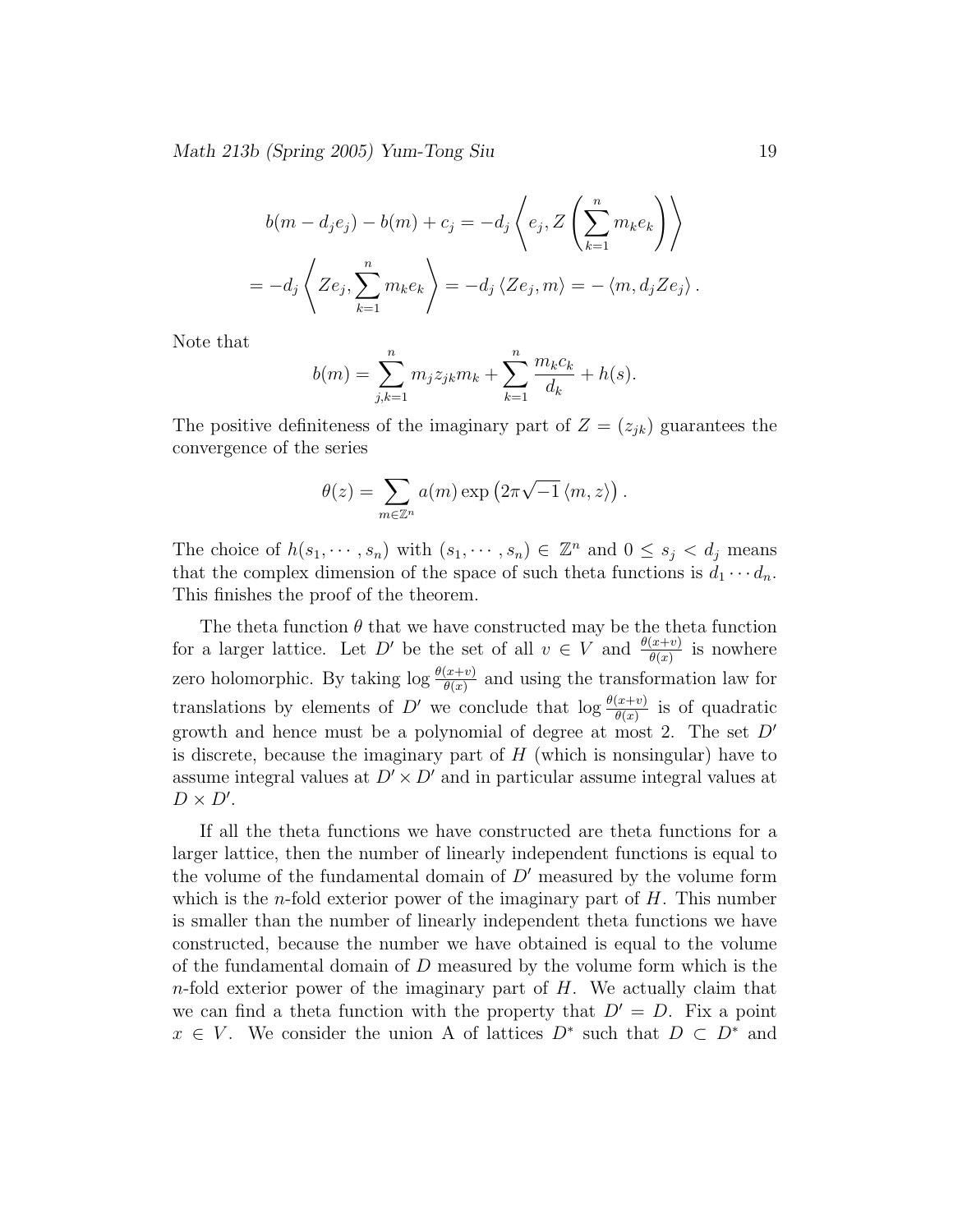$$b(m - d_j e_j) - b(m) + c_j = -d_j \left\langle e_j, Z\left(\sum_{k=1}^n m_k e_k\right)\right\rangle$$

$$= -d_j \left\langle Z e_j, \sum_{k=1}^n m_k e_k \right\rangle = -d_j \left\langle Z e_j, m\right\rangle = -\left\langle m, d_j Z e_j\right\rangle .$$

Note that

$$b(m) = \sum_{j,k=1}^n m_j z_{jk} m_k + \sum_{k=1}^n \frac{m_k c_k}{d_k} + h(s).$$

The positive definiteness of the imaginary part of $Z = (z_{jk})$ guarantees the convergence of the series

$$\theta(z) = \sum_{m \in \mathbb{Z}^n} a(m) \exp\left(2\pi\sqrt{-1}\left\langle m, z\right\rangle\right).$$

The choice of $h(s_1, \cdots, s_n)$ with $(s_1, \cdots, s_n) \in \mathbb{Z}^n$ and $0 \leq s_j < d_j$ means that the complex dimension of the space of such theta functions is $d_1 \cdots d_n$. This finishes the proof of the theorem.

The theta function $\theta$ that we have constructed may be the theta function for a larger lattice. Let $D'$ be the set of all $v \in V$ and $\frac{\theta(x+v)}{\theta(x)}$ is nowhere zero holomorphic. By taking $\log \frac{\theta(x+v)}{\theta(x)}$ and using the transformation law for translations by elements of $D'$ we conclude that $\log \frac{\theta(x+v)}{\theta(x)}$ is of quadratic growth and hence must be a polynomial of degree at most 2. The set $D'$ is discrete, because the imaginary part of $H$ (which is nonsingular) have to assume integral values at $D' \times D'$ and in particular assume integral values at $D \times D'$.

If all the theta functions we have constructed are theta functions for a larger lattice, then the number of linearly independent functions is equal to the volume of the fundamental domain of $D'$ measured by the volume form which is the $n$-fold exterior power of the imaginary part of $H$. This number is smaller than the number of linearly independent theta functions we have constructed, because the number we have obtained is equal to the volume of the fundamental domain of $D$ measured by the volume form which is the $n$-fold exterior power of the imaginary part of $H$. We actually claim that we can find a theta function with the property that $D' = D$. Fix a point $x \in V$. We consider the union A of lattices $D^*$ such that $D \subset D^*$ and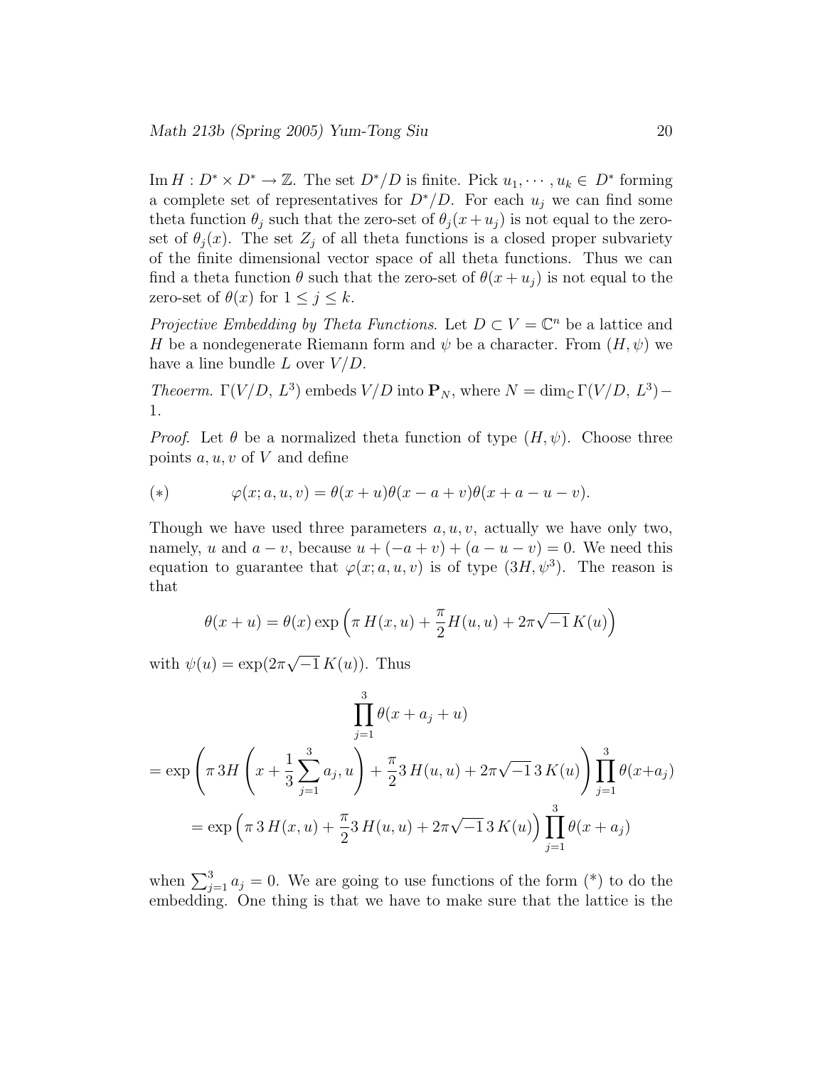$\operatorname{Im} H : D^* \times D^* \to \mathbb{Z}$. The set $D^*/D$ is finite. Pick $u_1, \cdots, u_k \in D^*$ forming a complete set of representatives for $D^*/D$. For each $u_j$ we can find some theta function $\theta_j$ such that the zero-set of $\theta_j(x + u_j)$ is not equal to the zero-set of $\theta_j(x)$. The set $Z_j$ of all theta functions is a closed proper subvariety of the finite dimensional vector space of all theta functions. Thus we can find a theta function $\theta$ such that the zero-set of $\theta(x + u_j)$ is not equal to the zero-set of $\theta(x)$ for $1 \leq j \leq k$.

*Projective Embedding by Theta Functions.* Let $D \subset V = \mathbb{C}^n$ be a lattice and $H$ be a nondegenerate Riemann form and $\psi$ be a character. From $(H, \psi)$ we have a line bundle $L$ over $V/D$.

*Theoerm.* $\Gamma(V/D,\, L^3)$ embeds $V/D$ into $\mathbf{P}_N$, where $N = \dim_{\mathbb{C}} \Gamma(V/D,\, L^3) - 1$.

*Proof.* Let $\theta$ be a normalized theta function of type $(H, \psi)$. Choose three points $a, u, v$ of $V$ and define

$$(*) \qquad \varphi(x; a, u, v) = \theta(x + u)\theta(x - a + v)\theta(x + a - u - v).$$

Though we have used three parameters $a, u, v$, actually we have only two, namely, $u$ and $a - v$, because $u + (-a + v) + (a - u - v) = 0$. We need this equation to guarantee that $\varphi(x; a, u, v)$ is of type $(3H, \psi^3)$. The reason is that

$$\theta(x + u) = \theta(x) \exp\left(\pi\, H(x, u) + \frac{\pi}{2} H(u, u) + 2\pi\sqrt{-1}\, K(u)\right)$$

with $\psi(u) = \exp(2\pi\sqrt{-1}\, K(u))$. Thus

$$\prod_{j=1}^{3} \theta(x + a_j + u)$$

$$= \exp\left(\pi\, 3H\left(x + \frac{1}{3}\sum_{j=1}^{3} a_j, u\right) + \frac{\pi}{2} 3\, H(u, u) + 2\pi\sqrt{-1}\, 3\, K(u)\right) \prod_{j=1}^{3} \theta(x + a_j)$$

$$= \exp\left(\pi\, 3\, H(x, u) + \frac{\pi}{2} 3\, H(u, u) + 2\pi\sqrt{-1}\, 3\, K(u)\right) \prod_{j=1}^{3} \theta(x + a_j)$$

when $\sum_{j=1}^{3} a_j = 0$. We are going to use functions of the form (*) to do the embedding. One thing is that we have to make sure that the lattice is the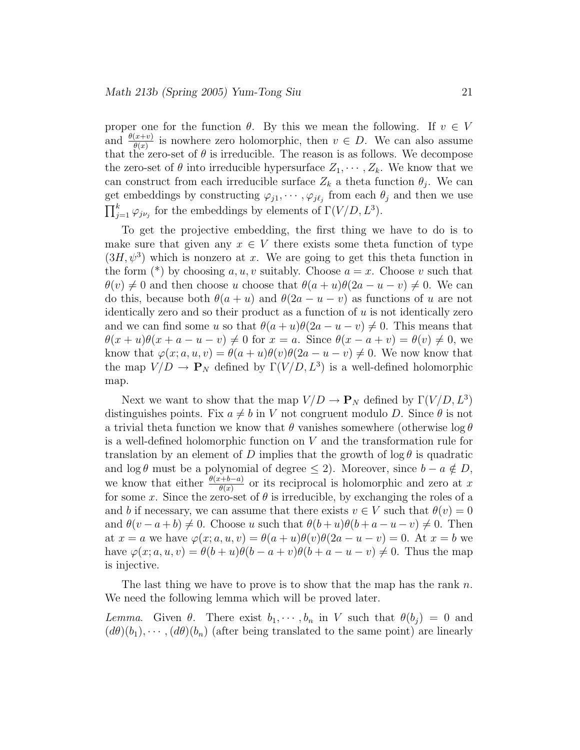proper one for the function $\theta$. By this we mean the following. If $v \in V$ and $\frac{\theta(x+v)}{\theta(x)}$ is nowhere zero holomorphic, then $v \in D$. We can also assume that the zero-set of $\theta$ is irreducible. The reason is as follows. We decompose the zero-set of $\theta$ into irreducible hypersurface $Z_1, \cdots, Z_k$. We know that we can construct from each irreducible surface $Z_k$ a theta function $\theta_j$. We can get embeddings by constructing $\varphi_{j1}, \cdots, \varphi_{j\ell_j}$ from each $\theta_j$ and then we use $\prod_{j=1}^k \varphi_{j\nu_j}$ for the embeddings by elements of $\Gamma(V/D, L^3)$.

To get the projective embedding, the first thing we have to do is to make sure that given any $x \in V$ there exists some theta function of type $(3H, \psi^3)$ which is nonzero at $x$. We are going to get this theta function in the form (*) by choosing $a, u, v$ suitably. Choose $a = x$. Choose $v$ such that $\theta(v) \neq 0$ and then choose $u$ choose that $\theta(a+u)\theta(2a-u-v) \neq 0$. We can do this, because both $\theta(a+u)$ and $\theta(2a-u-v)$ as functions of $u$ are not identically zero and so their product as a function of $u$ is not identically zero and we can find some $u$ so that $\theta(a+u)\theta(2a-u-v) \neq 0$. This means that $\theta(x+u)\theta(x+a-u-v) \neq 0$ for $x = a$. Since $\theta(x-a+v) = \theta(v) \neq 0$, we know that $\varphi(x; a, u, v) = \theta(a+u)\theta(v)\theta(2a-u-v) \neq 0$. We now know that the map $V/D \to \mathbf{P}_N$ defined by $\Gamma(V/D, L^3)$ is a well-defined holomorphic map.

Next we want to show that the map $V/D \to \mathbf{P}_N$ defined by $\Gamma(V/D, L^3)$ distinguishes points. Fix $a \neq b$ in $V$ not congruent modulo $D$. Since $\theta$ is not a trivial theta function we know that $\theta$ vanishes somewhere (otherwise $\log \theta$ is a well-defined holomorphic function on $V$ and the transformation rule for translation by an element of $D$ implies that the growth of $\log \theta$ is quadratic and $\log \theta$ must be a polynomial of degree $\leq 2$). Moreover, since $b - a \notin D$, we know that either $\frac{\theta(x+b-a)}{\theta(x)}$ or its reciprocal is holomorphic and zero at $x$ for some $x$. Since the zero-set of $\theta$ is irreducible, by exchanging the roles of a and $b$ if necessary, we can assume that there exists $v \in V$ such that $\theta(v) = 0$ and $\theta(v-a+b) \neq 0$. Choose $u$ such that $\theta(b+u)\theta(b+a-u-v) \neq 0$. Then at $x = a$ we have $\varphi(x; a, u, v) = \theta(a+u)\theta(v)\theta(2a-u-v) = 0$. At $x = b$ we have $\varphi(x; a, u, v) = \theta(b+u)\theta(b-a+v)\theta(b+a-u-v) \neq 0$. Thus the map is injective.

The last thing we have to prove is to show that the map has the rank $n$. We need the following lemma which will be proved later.

*Lemma*. Given $\theta$. There exist $b_1, \cdots, b_n$ in $V$ such that $\theta(b_j) = 0$ and $(d\theta)(b_1), \cdots, (d\theta)(b_n)$ (after being translated to the same point) are linearly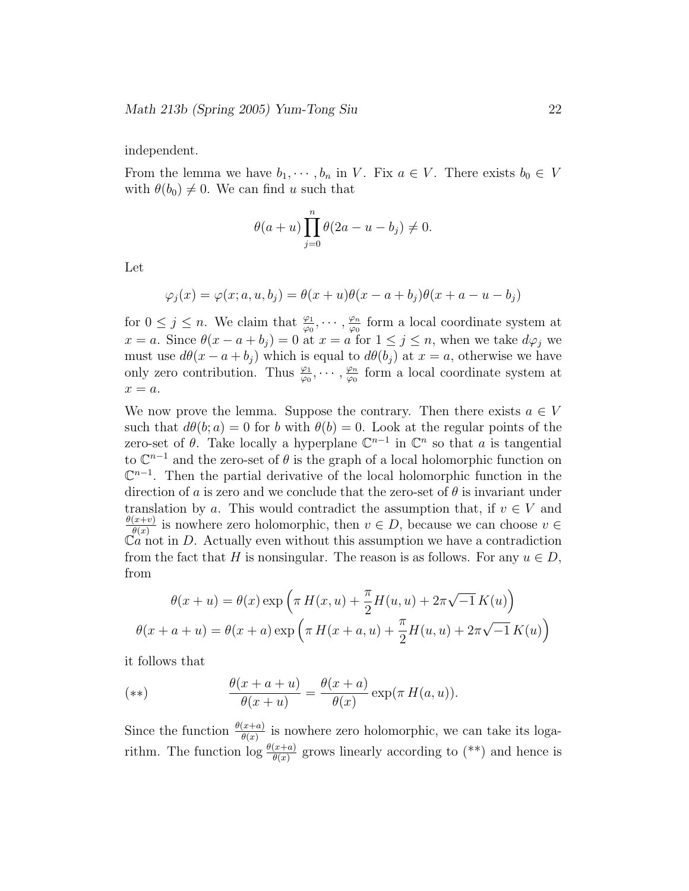independent.

From the lemma we have $b_1, \cdots, b_n$ in $V$. Fix $a \in V$. There exists $b_0 \in V$ with $\theta(b_0) \neq 0$. We can find $u$ such that

$$\theta(a+u) \prod_{j=0}^{n} \theta(2a - u - b_j) \neq 0.$$

Let

$$\varphi_j(x) = \varphi(x; a, u, b_j) = \theta(x+u)\theta(x-a+b_j)\theta(x+a-u-b_j)$$

for $0 \leq j \leq n$. We claim that $\frac{\varphi_1}{\varphi_0}, \cdots, \frac{\varphi_n}{\varphi_0}$ form a local coordinate system at $x = a$. Since $\theta(x - a + b_j) = 0$ at $x = a$ for $1 \leq j \leq n$, when we take $d\varphi_j$ we must use $d\theta(x - a + b_j)$ which is equal to $d\theta(b_j)$ at $x = a$, otherwise we have only zero contribution. Thus $\frac{\varphi_1}{\varphi_0}, \cdots, \frac{\varphi_n}{\varphi_0}$ form a local coordinate system at $x = a$.

We now prove the lemma. Suppose the contrary. Then there exists $a \in V$ such that $d\theta(b; a) = 0$ for $b$ with $\theta(b) = 0$. Look at the regular points of the zero-set of $\theta$. Take locally a hyperplane $\mathbb{C}^{n-1}$ in $\mathbb{C}^n$ so that $a$ is tangential to $\mathbb{C}^{n-1}$ and the zero-set of $\theta$ is the graph of a local holomorphic function on $\mathbb{C}^{n-1}$. Then the partial derivative of the local holomorphic function in the direction of $a$ is zero and we conclude that the zero-set of $\theta$ is invariant under translation by $a$. This would contradict the assumption that, if $v \in V$ and $\frac{\theta(x+v)}{\theta(x)}$ is nowhere zero holomorphic, then $v \in D$, because we can choose $v \in \mathbb{C}a$ not in $D$. Actually even without this assumption we have a contradiction from the fact that $H$ is nonsingular. The reason is as follows. For any $u \in D$, from

$$\theta(x+u) = \theta(x) \exp\left(\pi\, H(x,u) + \frac{\pi}{2} H(u,u) + 2\pi\sqrt{-1}\, K(u)\right)$$

$$\theta(x+a+u) = \theta(x+a) \exp\left(\pi\, H(x+a,u) + \frac{\pi}{2} H(u,u) + 2\pi\sqrt{-1}\, K(u)\right)$$

it follows that

$$(**) \qquad \frac{\theta(x+a+u)}{\theta(x+u)} = \frac{\theta(x+a)}{\theta(x)} \exp(\pi\, H(a,u)).$$

Since the function $\frac{\theta(x+a)}{\theta(x)}$ is nowhere zero holomorphic, we can take its logarithm. The function $\log \frac{\theta(x+a)}{\theta(x)}$ grows linearly according to (**) and hence is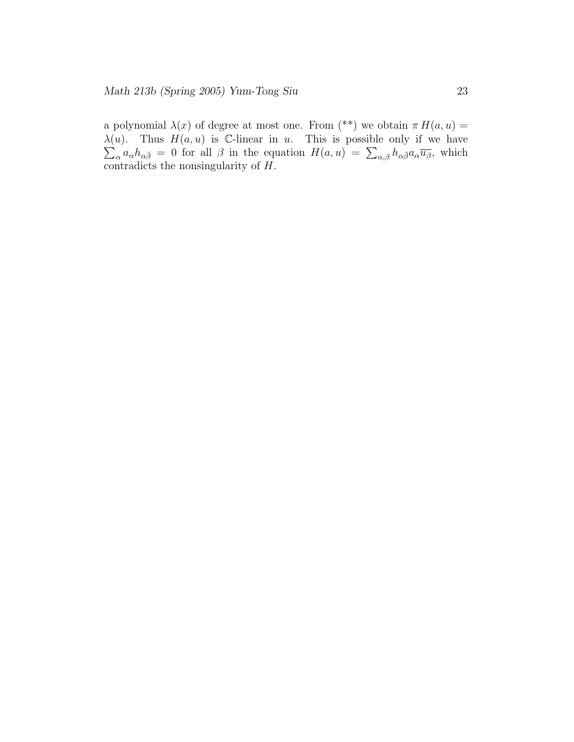a polynomial $\lambda(x)$ of degree at most one. From (**) we obtain $\pi\, H(a,u) = \lambda(u)$. Thus $H(a,u)$ is $\mathbb{C}$-linear in $u$. This is possible only if we have $\sum_\alpha a_\alpha h_{\alpha\bar{\beta}} = 0$ for all $\beta$ in the equation $H(a,u) = \sum_{\alpha,\beta} h_{\alpha\bar{\beta}} a_\alpha \overline{u_\beta}$, which contradicts the nonsingularity of $H$.